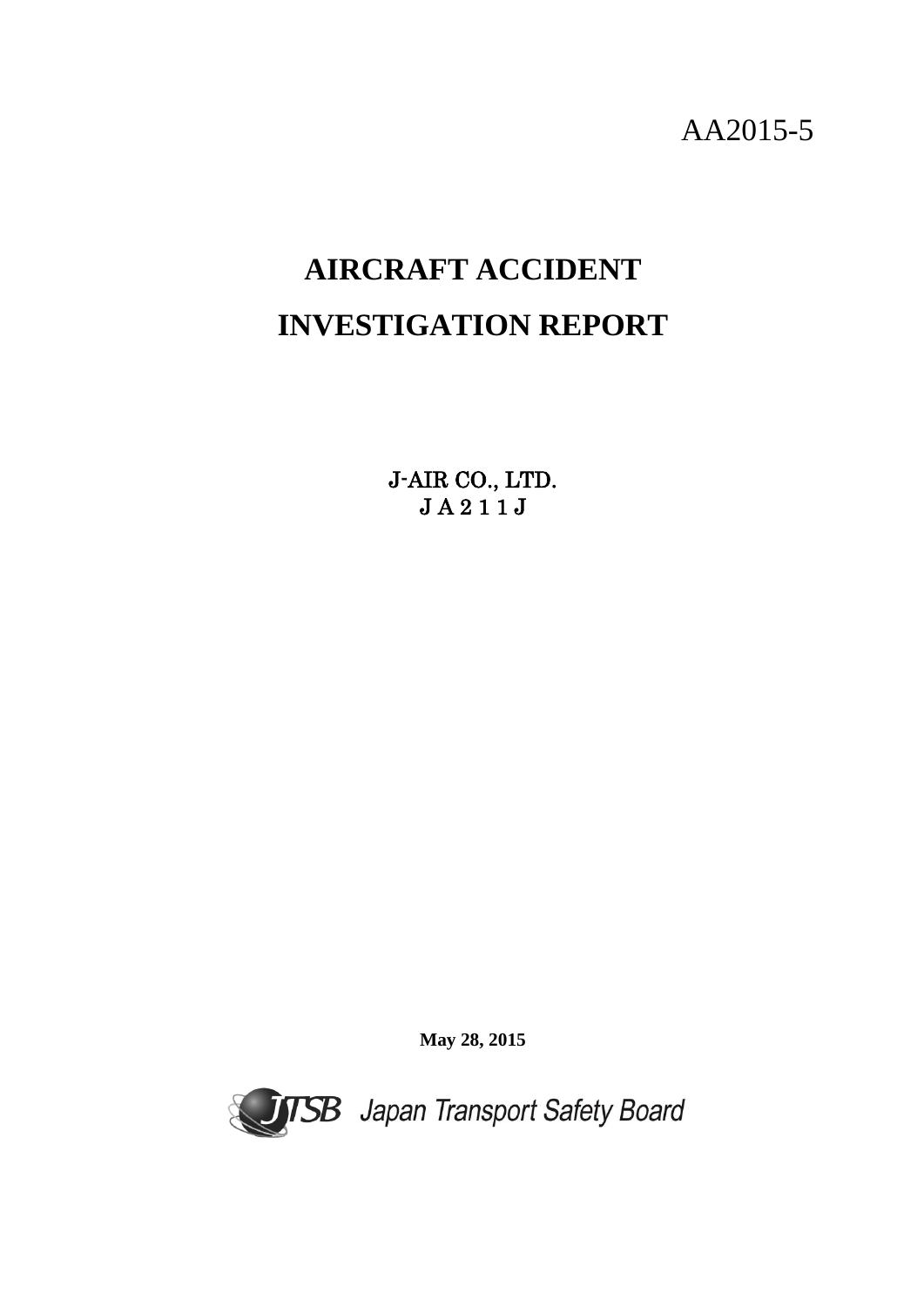AA2015-5

# AIRCRAFT ACCIDENT INVESTIGATION REPORT

J-AIR CO., LTD.
ＪＡ２１１Ｊ

**May 28, 2015**

Japan Transport Safety Board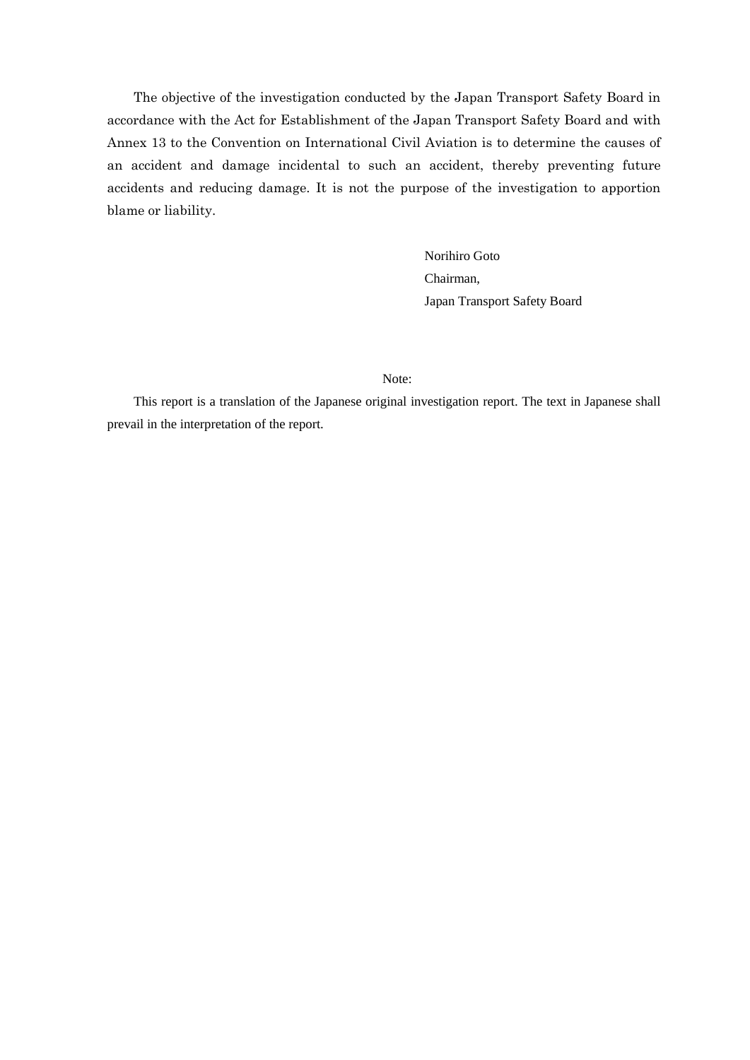The objective of the investigation conducted by the Japan Transport Safety Board in accordance with the Act for Establishment of the Japan Transport Safety Board and with Annex 13 to the Convention on International Civil Aviation is to determine the causes of an accident and damage incidental to such an accident, thereby preventing future accidents and reducing damage. It is not the purpose of the investigation to apportion blame or liability.

Norihiro Goto
Chairman,
Japan Transport Safety Board

Note:

This report is a translation of the Japanese original investigation report. The text in Japanese shall prevail in the interpretation of the report.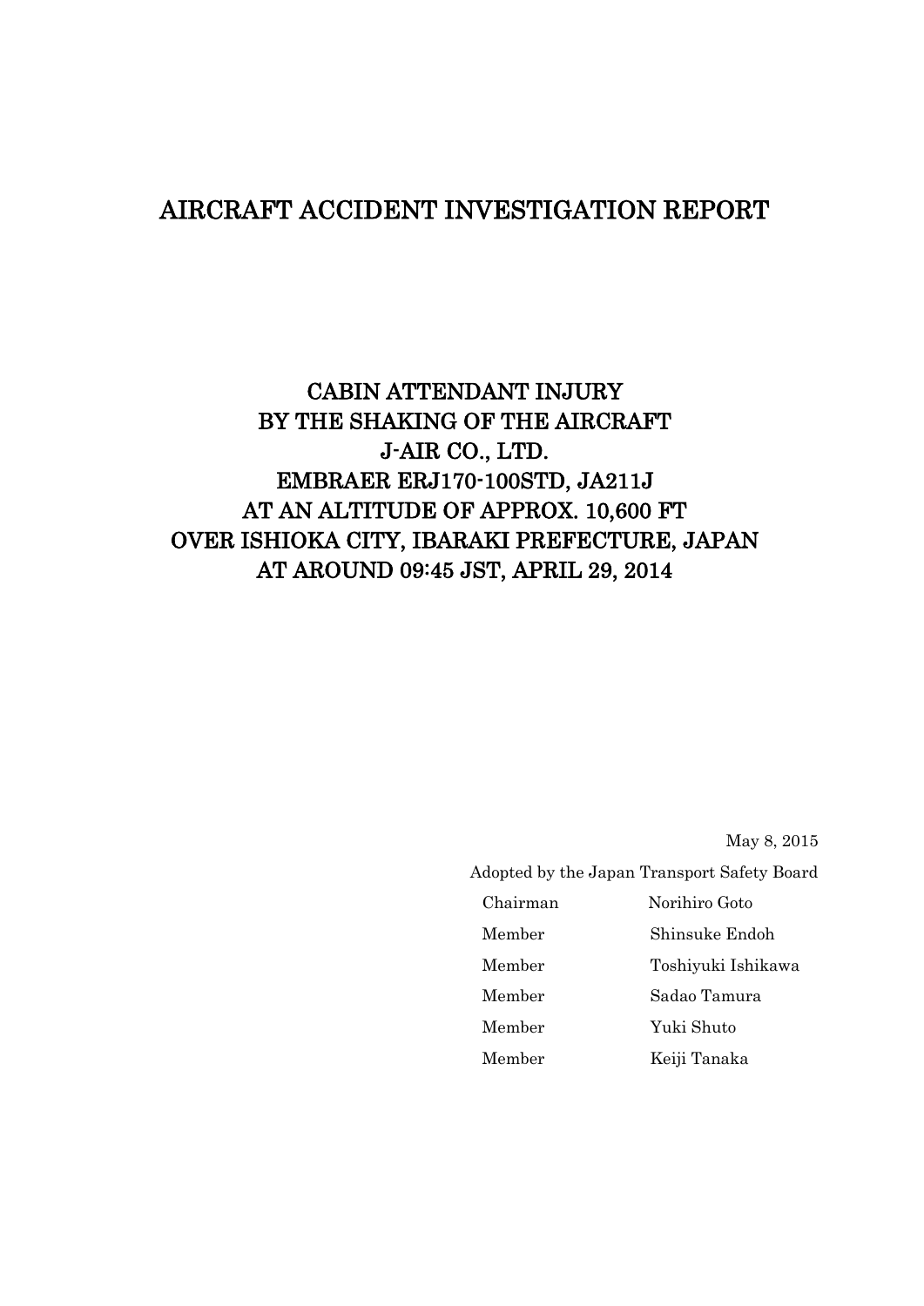# AIRCRAFT ACCIDENT INVESTIGATION REPORT

## CABIN ATTENDANT INJURY
## BY THE SHAKING OF THE AIRCRAFT
## J-AIR CO., LTD.
## EMBRAER ERJ170-100STD, JA211J
## AT AN ALTITUDE OF APPROX. 10,600 FT
## OVER ISHIOKA CITY, IBARAKI PREFECTURE, JAPAN
## AT AROUND 09:45 JST, APRIL 29, 2014

May 8, 2015

Adopted by the Japan Transport Safety Board

| | |
|---|---|
| Chairman | Norihiro Goto |
| Member | Shinsuke Endoh |
| Member | Toshiyuki Ishikawa |
| Member | Sadao Tamura |
| Member | Yuki Shuto |
| Member | Keiji Tanaka |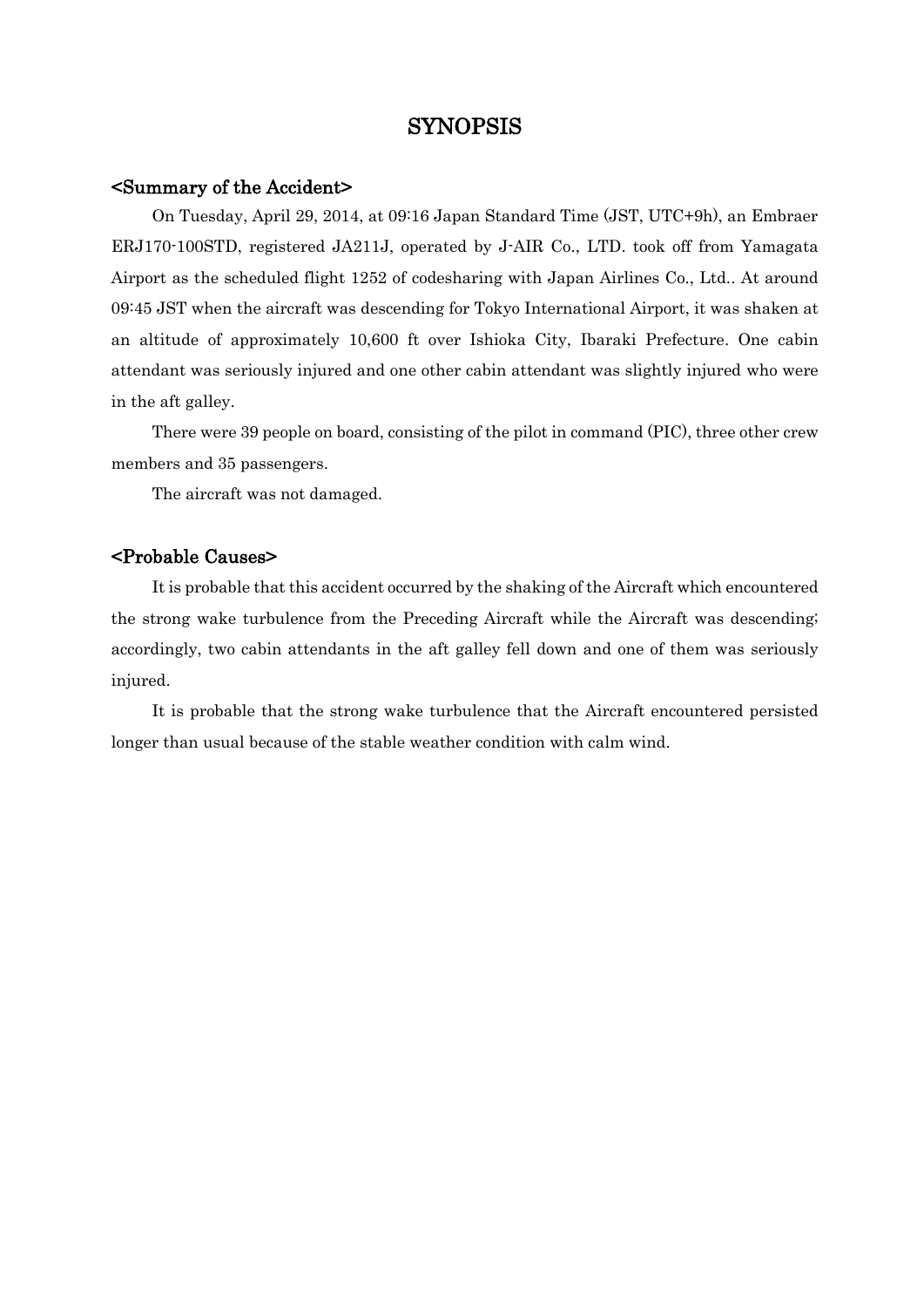# SYNOPSIS

## <Summary of the Accident>

On Tuesday, April 29, 2014, at 09:16 Japan Standard Time (JST, UTC+9h), an Embraer ERJ170-100STD, registered JA211J, operated by J-AIR Co., LTD. took off from Yamagata Airport as the scheduled flight 1252 of codesharing with Japan Airlines Co., Ltd.. At around 09:45 JST when the aircraft was descending for Tokyo International Airport, it was shaken at an altitude of approximately 10,600 ft over Ishioka City, Ibaraki Prefecture. One cabin attendant was seriously injured and one other cabin attendant was slightly injured who were in the aft galley.

There were 39 people on board, consisting of the pilot in command (PIC), three other crew members and 35 passengers.

The aircraft was not damaged.

## <Probable Causes>

It is probable that this accident occurred by the shaking of the Aircraft which encountered the strong wake turbulence from the Preceding Aircraft while the Aircraft was descending; accordingly, two cabin attendants in the aft galley fell down and one of them was seriously injured.

It is probable that the strong wake turbulence that the Aircraft encountered persisted longer than usual because of the stable weather condition with calm wind.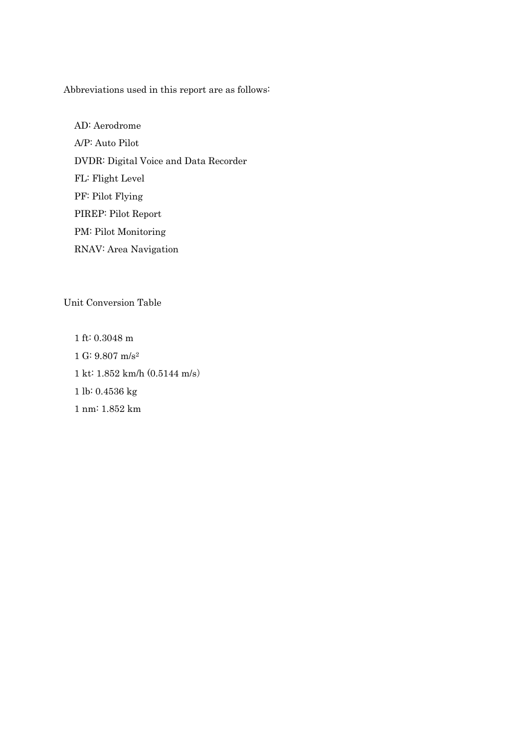Abbreviations used in this report are as follows:

AD: Aerodrome

A/P: Auto Pilot

DVDR: Digital Voice and Data Recorder

FL: Flight Level

PF: Pilot Flying

PIREP: Pilot Report

PM: Pilot Monitoring

RNAV: Area Navigation

Unit Conversion Table

1 ft: 0.3048 m

1 G: 9.807 $m/s^2$

1 kt: 1.852 km/h (0.5144 m/s)

1 lb: 0.4536 kg

1 nm: 1.852 km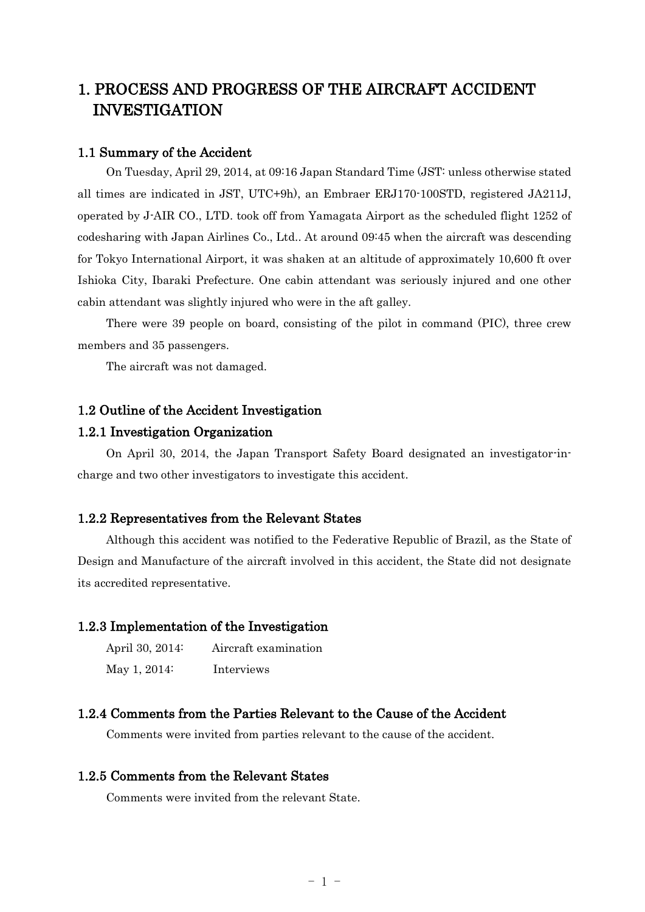# 1. PROCESS AND PROGRESS OF THE AIRCRAFT ACCIDENT INVESTIGATION

## 1.1 Summary of the Accident

On Tuesday, April 29, 2014, at 09:16 Japan Standard Time (JST: unless otherwise stated all times are indicated in JST, UTC+9h), an Embraer ERJ170-100STD, registered JA211J, operated by J-AIR CO., LTD. took off from Yamagata Airport as the scheduled flight 1252 of codesharing with Japan Airlines Co., Ltd.. At around 09:45 when the aircraft was descending for Tokyo International Airport, it was shaken at an altitude of approximately 10,600 ft over Ishioka City, Ibaraki Prefecture. One cabin attendant was seriously injured and one other cabin attendant was slightly injured who were in the aft galley.

There were 39 people on board, consisting of the pilot in command (PIC), three crew members and 35 passengers.

The aircraft was not damaged.

## 1.2 Outline of the Accident Investigation

### 1.2.1 Investigation Organization

On April 30, 2014, the Japan Transport Safety Board designated an investigator-in-charge and two other investigators to investigate this accident.

### 1.2.2 Representatives from the Relevant States

Although this accident was notified to the Federative Republic of Brazil, as the State of Design and Manufacture of the aircraft involved in this accident, the State did not designate its accredited representative.

### 1.2.3 Implementation of the Investigation

April 30, 2014: Aircraft examination

May 1, 2014: Interviews

### 1.2.4 Comments from the Parties Relevant to the Cause of the Accident

Comments were invited from parties relevant to the cause of the accident.

### 1.2.5 Comments from the Relevant States

Comments were invited from the relevant State.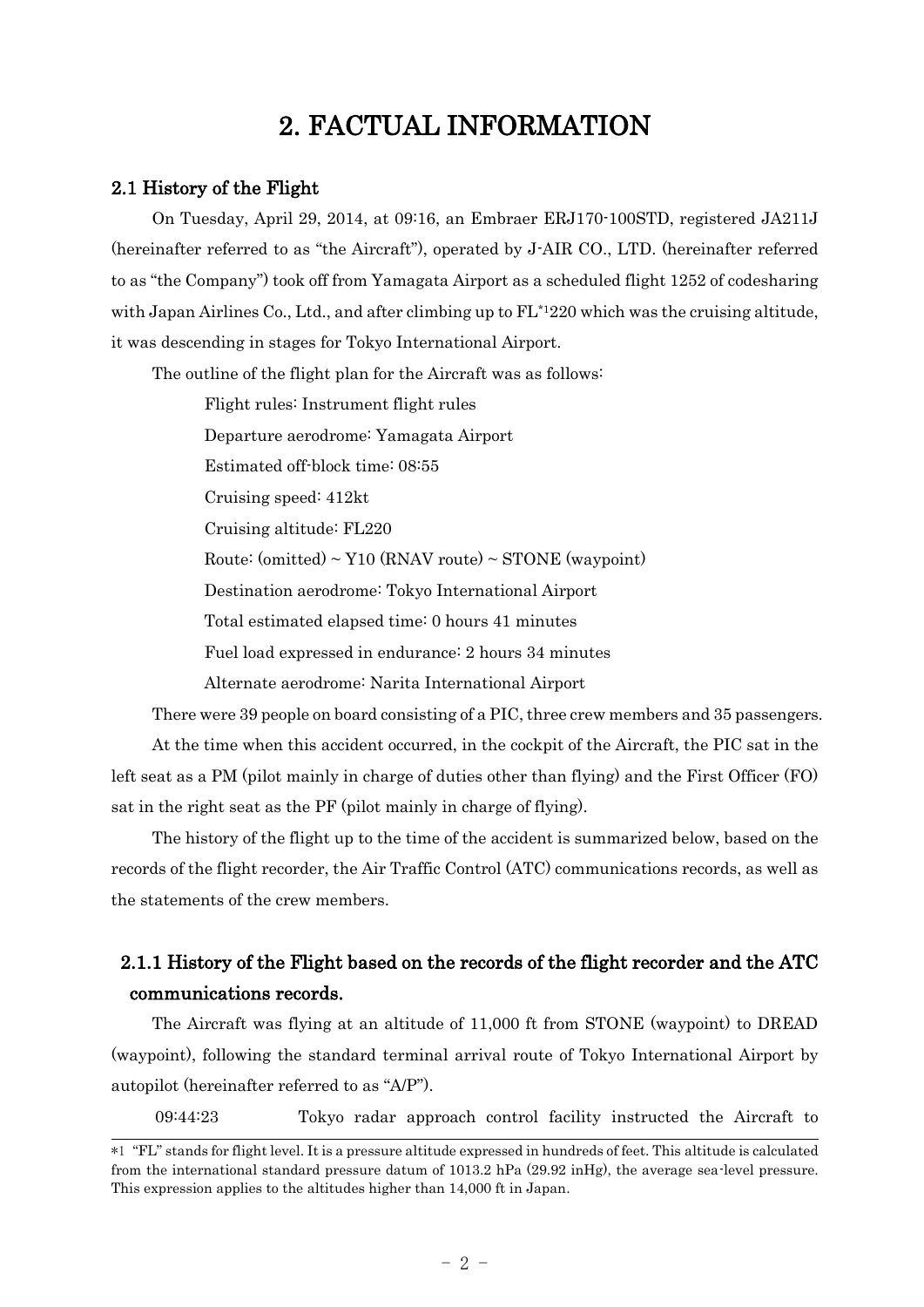# 2. FACTUAL INFORMATION

## 2.1 History of the Flight

On Tuesday, April 29, 2014, at 09:16, an Embraer ERJ170-100STD, registered JA211J (hereinafter referred to as "the Aircraft"), operated by J-AIR CO., LTD. (hereinafter referred to as "the Company") took off from Yamagata Airport as a scheduled flight 1252 of codesharing with Japan Airlines Co., Ltd., and after climbing up to FL[*1]220 which was the cruising altitude, it was descending in stages for Tokyo International Airport.

The outline of the flight plan for the Aircraft was as follows:

Flight rules: Instrument flight rules

Departure aerodrome: Yamagata Airport

Estimated off-block time: 08:55

Cruising speed: 412kt

Cruising altitude: FL220

Route: (omitted) ~ Y10 (RNAV route) ~ STONE (waypoint)

Destination aerodrome: Tokyo International Airport

Total estimated elapsed time: 0 hours 41 minutes

Fuel load expressed in endurance: 2 hours 34 minutes

Alternate aerodrome: Narita International Airport

There were 39 people on board consisting of a PIC, three crew members and 35 passengers.

At the time when this accident occurred, in the cockpit of the Aircraft, the PIC sat in the left seat as a PM (pilot mainly in charge of duties other than flying) and the First Officer (FO) sat in the right seat as the PF (pilot mainly in charge of flying).

The history of the flight up to the time of the accident is summarized below, based on the records of the flight recorder, the Air Traffic Control (ATC) communications records, as well as the statements of the crew members.

### 2.1.1 History of the Flight based on the records of the flight recorder and the ATC communications records.

The Aircraft was flying at an altitude of 11,000 ft from STONE (waypoint) to DREAD (waypoint), following the standard terminal arrival route of Tokyo International Airport by autopilot (hereinafter referred to as "A/P").

09:44:23 Tokyo radar approach control facility instructed the Aircraft to

---

*1 "FL" stands for flight level. It is a pressure altitude expressed in hundreds of feet. This altitude is calculated from the international standard pressure datum of 1013.2 hPa (29.92 inHg), the average sea-level pressure. This expression applies to the altitudes higher than 14,000 ft in Japan.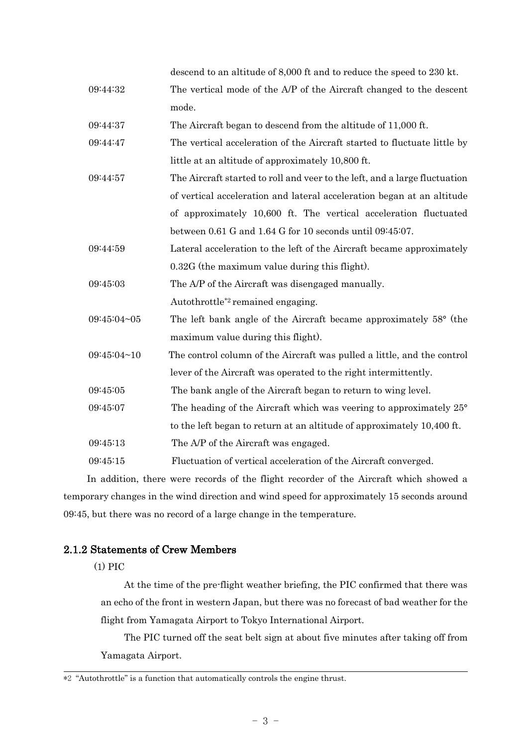descend to an altitude of 8,000 ft and to reduce the speed to 230 kt.

| | |
|---|---|
| 09:44:32 | The vertical mode of the A/P of the Aircraft changed to the descent mode. |
| 09:44:37 | The Aircraft began to descend from the altitude of 11,000 ft. |
| 09:44:47 | The vertical acceleration of the Aircraft started to fluctuate little by little at an altitude of approximately 10,800 ft. |
| 09:44:57 | The Aircraft started to roll and veer to the left, and a large fluctuation of vertical acceleration and lateral acceleration began at an altitude of approximately 10,600 ft. The vertical acceleration fluctuated between 0.61 G and 1.64 G for 10 seconds until 09:45:07. |
| 09:44:59 | Lateral acceleration to the left of the Aircraft became approximately 0.32G (the maximum value during this flight). |
| 09:45:03 | The A/P of the Aircraft was disengaged manually. Autothrottle*2 remained engaging. |
| 09:45:04~05 | The left bank angle of the Aircraft became approximately 58° (the maximum value during this flight). |
| 09:45:04~10 | The control column of the Aircraft was pulled a little, and the control lever of the Aircraft was operated to the right intermittently. |
| 09:45:05 | The bank angle of the Aircraft began to return to wing level. |
| 09:45:07 | The heading of the Aircraft which was veering to approximately 25° to the left began to return at an altitude of approximately 10,400 ft. |
| 09:45:13 | The A/P of the Aircraft was engaged. |
| 09:45:15 | Fluctuation of vertical acceleration of the Aircraft converged. |

In addition, there were records of the flight recorder of the Aircraft which showed a temporary changes in the wind direction and wind speed for approximately 15 seconds around 09:45, but there was no record of a large change in the temperature.

### 2.1.2 Statements of Crew Members

(1) PIC

At the time of the pre-flight weather briefing, the PIC confirmed that there was an echo of the front in western Japan, but there was no forecast of bad weather for the flight from Yamagata Airport to Tokyo International Airport.

The PIC turned off the seat belt sign at about five minutes after taking off from Yamagata Airport.

---

*2 "Autothrottle" is a function that automatically controls the engine thrust.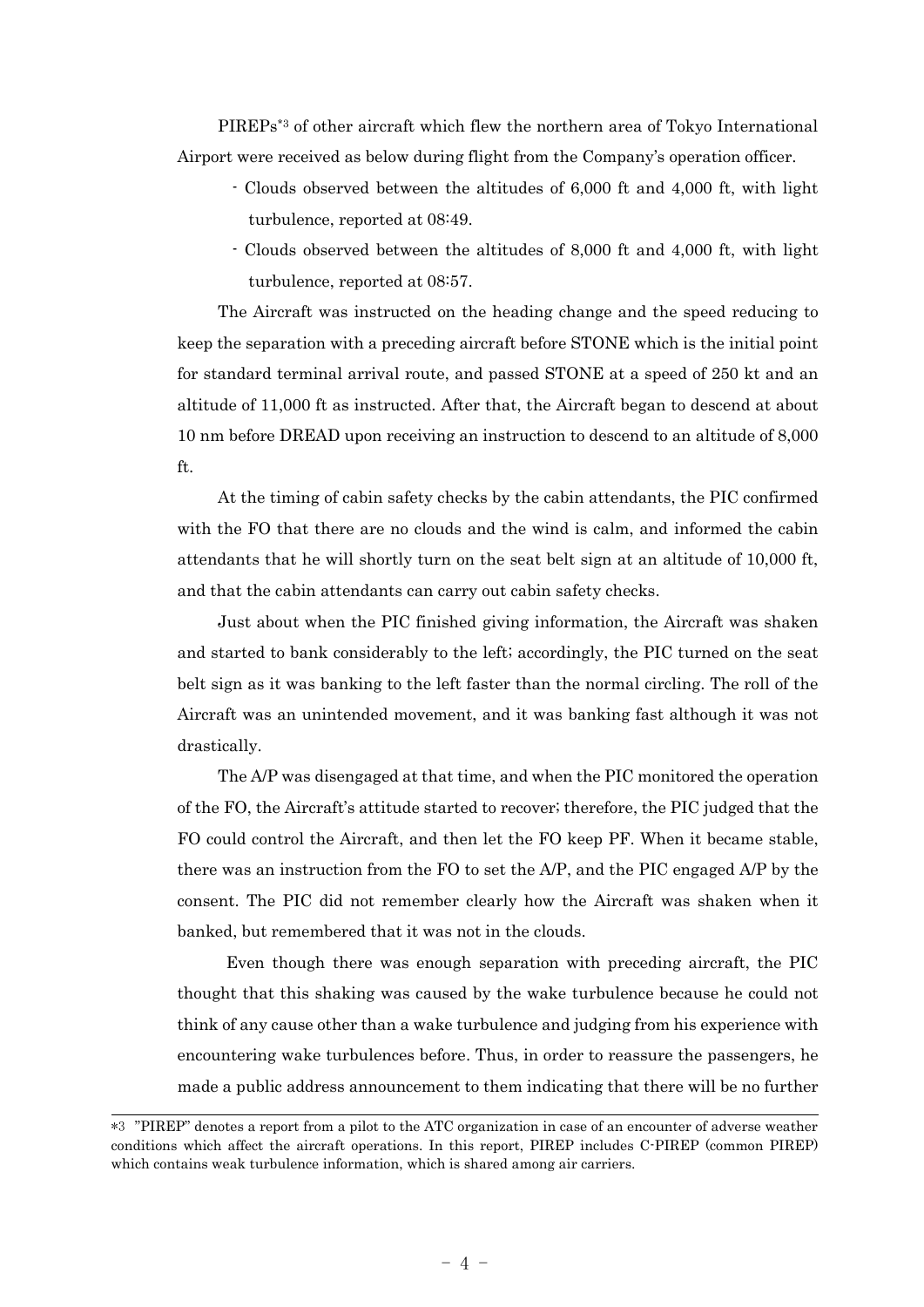PIREPs[*3] of other aircraft which flew the northern area of Tokyo International Airport were received as below during flight from the Company's operation officer.

- Clouds observed between the altitudes of 6,000 ft and 4,000 ft, with light turbulence, reported at 08:49.
- Clouds observed between the altitudes of 8,000 ft and 4,000 ft, with light turbulence, reported at 08:57.

The Aircraft was instructed on the heading change and the speed reducing to keep the separation with a preceding aircraft before STONE which is the initial point for standard terminal arrival route, and passed STONE at a speed of 250 kt and an altitude of 11,000 ft as instructed. After that, the Aircraft began to descend at about 10 nm before DREAD upon receiving an instruction to descend to an altitude of 8,000 ft.

At the timing of cabin safety checks by the cabin attendants, the PIC confirmed with the FO that there are no clouds and the wind is calm, and informed the cabin attendants that he will shortly turn on the seat belt sign at an altitude of 10,000 ft, and that the cabin attendants can carry out cabin safety checks.

Just about when the PIC finished giving information, the Aircraft was shaken and started to bank considerably to the left; accordingly, the PIC turned on the seat belt sign as it was banking to the left faster than the normal circling. The roll of the Aircraft was an unintended movement, and it was banking fast although it was not drastically.

The A/P was disengaged at that time, and when the PIC monitored the operation of the FO, the Aircraft's attitude started to recover; therefore, the PIC judged that the FO could control the Aircraft, and then let the FO keep PF. When it became stable, there was an instruction from the FO to set the A/P, and the PIC engaged A/P by the consent. The PIC did not remember clearly how the Aircraft was shaken when it banked, but remembered that it was not in the clouds.

Even though there was enough separation with preceding aircraft, the PIC thought that this shaking was caused by the wake turbulence because he could not think of any cause other than a wake turbulence and judging from his experience with encountering wake turbulences before. Thus, in order to reassure the passengers, he made a public address announcement to them indicating that there will be no further

---

*3 "PIREP" denotes a report from a pilot to the ATC organization in case of an encounter of adverse weather conditions which affect the aircraft operations. In this report, PIREP includes C-PIREP (common PIREP) which contains weak turbulence information, which is shared among air carriers.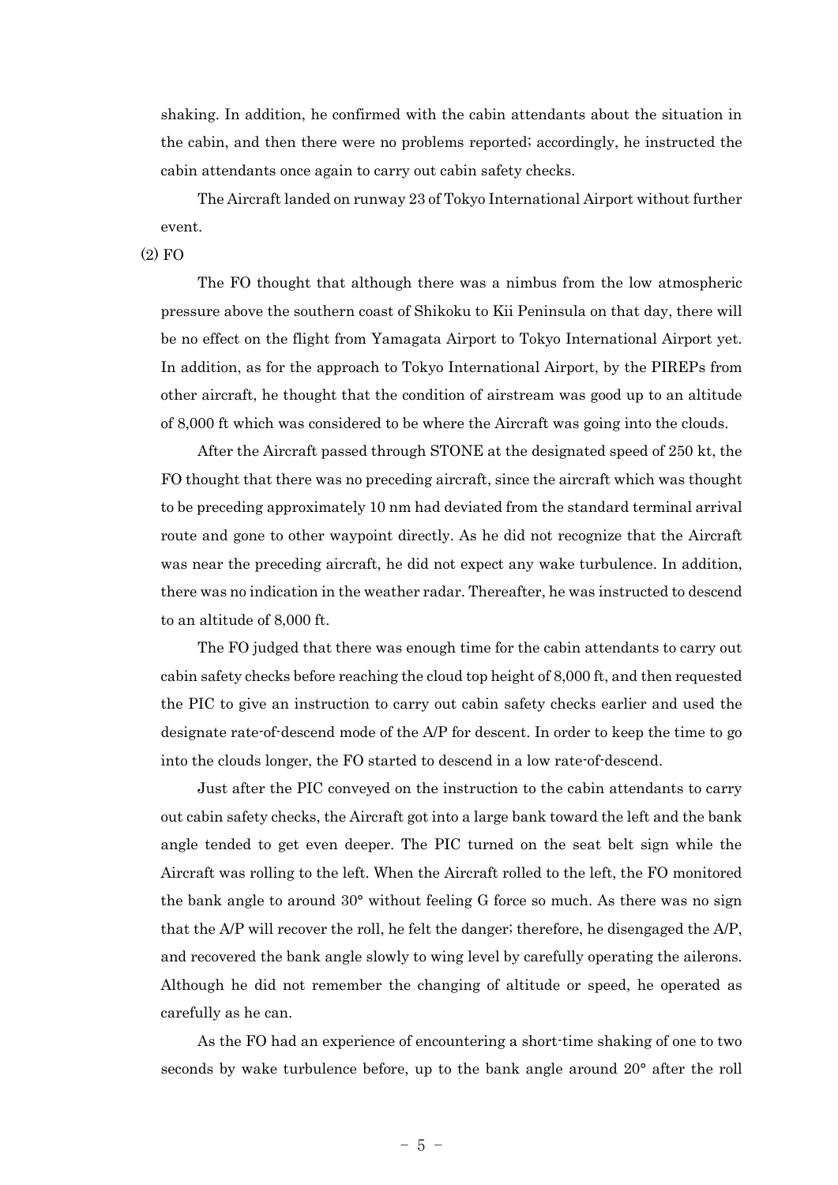shaking. In addition, he confirmed with the cabin attendants about the situation in the cabin, and then there were no problems reported; accordingly, he instructed the cabin attendants once again to carry out cabin safety checks.

The Aircraft landed on runway 23 of Tokyo International Airport without further event.

(2) FO

The FO thought that although there was a nimbus from the low atmospheric pressure above the southern coast of Shikoku to Kii Peninsula on that day, there will be no effect on the flight from Yamagata Airport to Tokyo International Airport yet. In addition, as for the approach to Tokyo International Airport, by the PIREPs from other aircraft, he thought that the condition of airstream was good up to an altitude of 8,000 ft which was considered to be where the Aircraft was going into the clouds.

After the Aircraft passed through STONE at the designated speed of 250 kt, the FO thought that there was no preceding aircraft, since the aircraft which was thought to be preceding approximately 10 nm had deviated from the standard terminal arrival route and gone to other waypoint directly. As he did not recognize that the Aircraft was near the preceding aircraft, he did not expect any wake turbulence. In addition, there was no indication in the weather radar. Thereafter, he was instructed to descend to an altitude of 8,000 ft.

The FO judged that there was enough time for the cabin attendants to carry out cabin safety checks before reaching the cloud top height of 8,000 ft, and then requested the PIC to give an instruction to carry out cabin safety checks earlier and used the designate rate-of-descend mode of the A/P for descent. In order to keep the time to go into the clouds longer, the FO started to descend in a low rate-of-descend.

Just after the PIC conveyed on the instruction to the cabin attendants to carry out cabin safety checks, the Aircraft got into a large bank toward the left and the bank angle tended to get even deeper. The PIC turned on the seat belt sign while the Aircraft was rolling to the left. When the Aircraft rolled to the left, the FO monitored the bank angle to around 30° without feeling G force so much. As there was no sign that the A/P will recover the roll, he felt the danger; therefore, he disengaged the A/P, and recovered the bank angle slowly to wing level by carefully operating the ailerons. Although he did not remember the changing of altitude or speed, he operated as carefully as he can.

As the FO had an experience of encountering a short-time shaking of one to two seconds by wake turbulence before, up to the bank angle around 20° after the roll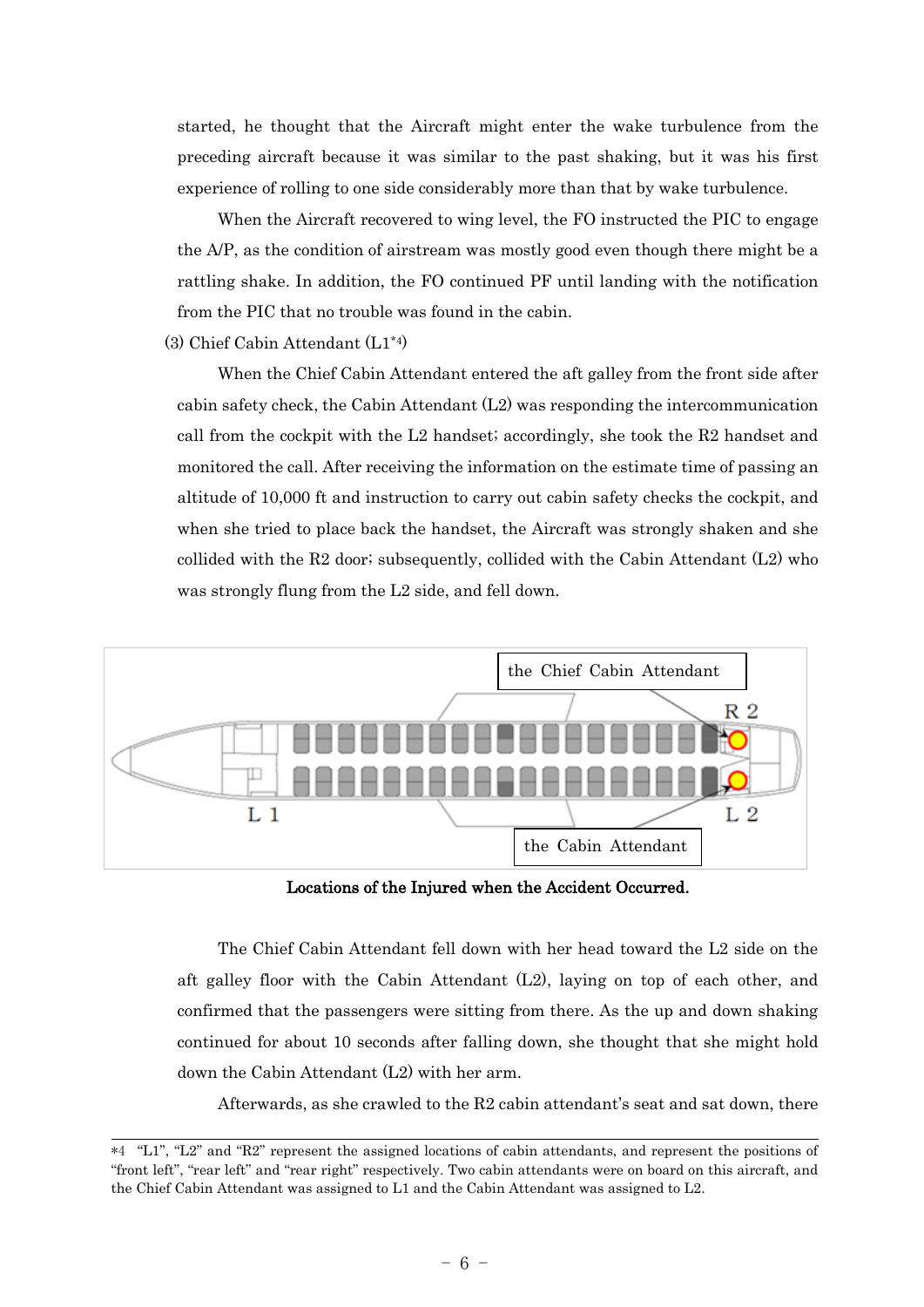started, he thought that the Aircraft might enter the wake turbulence from the preceding aircraft because it was similar to the past shaking, but it was his first experience of rolling to one side considerably more than that by wake turbulence.

When the Aircraft recovered to wing level, the FO instructed the PIC to engage the A/P, as the condition of airstream was mostly good even though there might be a rattling shake. In addition, the FO continued PF until landing with the notification from the PIC that no trouble was found in the cabin.

(3) Chief Cabin Attendant (L1[*4])

When the Chief Cabin Attendant entered the aft galley from the front side after cabin safety check, the Cabin Attendant (L2) was responding the intercommunication call from the cockpit with the L2 handset; accordingly, she took the R2 handset and monitored the call. After receiving the information on the estimate time of passing an altitude of 10,000 ft and instruction to carry out cabin safety checks the cockpit, and when she tried to place back the handset, the Aircraft was strongly shaken and she collided with the R2 door; subsequently, collided with the Cabin Attendant (L2) who was strongly flung from the L2 side, and fell down.

the Chief Cabin Attendant
R 2
L 1
L 2
the Cabin Attendant

**Locations of the Injured when the Accident Occurred.**

The Chief Cabin Attendant fell down with her head toward the L2 side on the aft galley floor with the Cabin Attendant (L2), laying on top of each other, and confirmed that the passengers were sitting from there. As the up and down shaking continued for about 10 seconds after falling down, she thought that she might hold down the Cabin Attendant (L2) with her arm.

Afterwards, as she crawled to the R2 cabin attendant's seat and sat down, there

*4 "L1", "L2" and "R2" represent the assigned locations of cabin attendants, and represent the positions of "front left", "rear left" and "rear right" respectively. Two cabin attendants were on board on this aircraft, and the Chief Cabin Attendant was assigned to L1 and the Cabin Attendant was assigned to L2.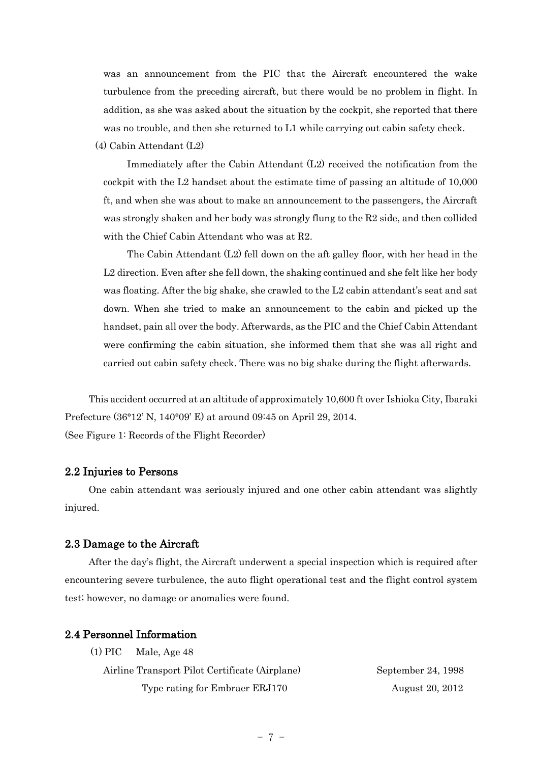was an announcement from the PIC that the Aircraft encountered the wake turbulence from the preceding aircraft, but there would be no problem in flight. In addition, as she was asked about the situation by the cockpit, she reported that there was no trouble, and then she returned to L1 while carrying out cabin safety check.

(4) Cabin Attendant (L2)

Immediately after the Cabin Attendant (L2) received the notification from the cockpit with the L2 handset about the estimate time of passing an altitude of 10,000 ft, and when she was about to make an announcement to the passengers, the Aircraft was strongly shaken and her body was strongly flung to the R2 side, and then collided with the Chief Cabin Attendant who was at R2.

The Cabin Attendant (L2) fell down on the aft galley floor, with her head in the L2 direction. Even after she fell down, the shaking continued and she felt like her body was floating. After the big shake, she crawled to the L2 cabin attendant's seat and sat down. When she tried to make an announcement to the cabin and picked up the handset, pain all over the body. Afterwards, as the PIC and the Chief Cabin Attendant were confirming the cabin situation, she informed them that she was all right and carried out cabin safety check. There was no big shake during the flight afterwards.

This accident occurred at an altitude of approximately 10,600 ft over Ishioka City, Ibaraki Prefecture (36°12' N, 140°09' E) at around 09:45 on April 29, 2014.

(See Figure 1: Records of the Flight Recorder)

## 2.2 Injuries to Persons

One cabin attendant was seriously injured and one other cabin attendant was slightly injured.

## 2.3 Damage to the Aircraft

After the day's flight, the Aircraft underwent a special inspection which is required after encountering severe turbulence, the auto flight operational test and the flight control system test; however, no damage or anomalies were found.

## 2.4 Personnel Information

(1) PIC Male, Age 48

| | |
|---|---|
| Airline Transport Pilot Certificate (Airplane) | September 24, 1998 |
| Type rating for Embraer ERJ170 | August 20, 2012 |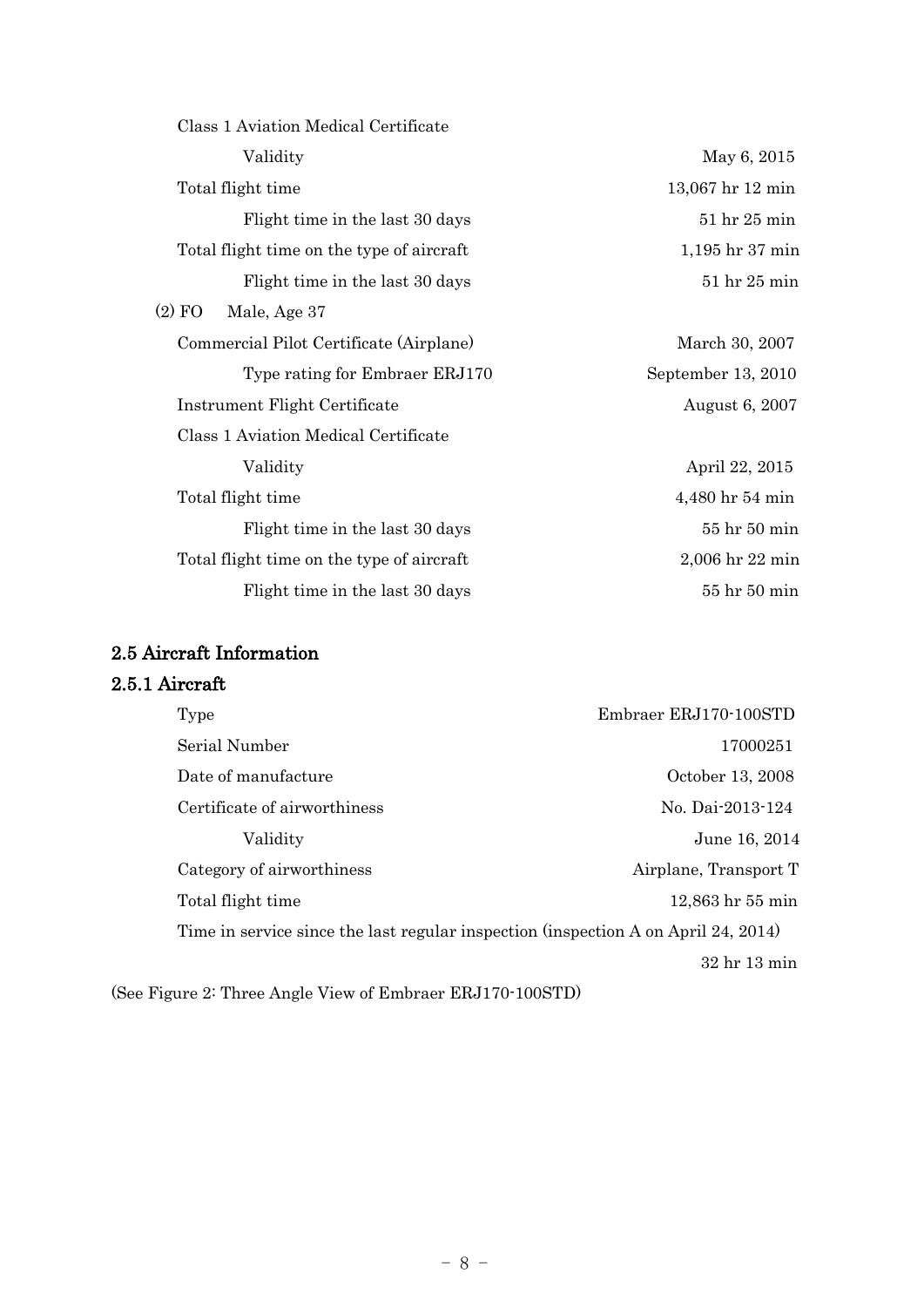| | |
|---|---|
| Class 1 Aviation Medical Certificate | |
| Validity | May 6, 2015 |
| Total flight time | 13,067 hr 12 min |
| Flight time in the last 30 days | 51 hr 25 min |
| Total flight time on the type of aircraft | 1,195 hr 37 min |
| Flight time in the last 30 days | 51 hr 25 min |

(2) FO Male, Age 37

| | |
|---|---|
| Commercial Pilot Certificate (Airplane) | March 30, 2007 |
| Type rating for Embraer ERJ170 | September 13, 2010 |
| Instrument Flight Certificate | August 6, 2007 |
| Class 1 Aviation Medical Certificate | |
| Validity | April 22, 2015 |
| Total flight time | 4,480 hr 54 min |
| Flight time in the last 30 days | 55 hr 50 min |
| Total flight time on the type of aircraft | 2,006 hr 22 min |
| Flight time in the last 30 days | 55 hr 50 min |

## 2.5 Aircraft Information

### 2.5.1 Aircraft

| | |
|---|---|
| Type | Embraer ERJ170-100STD |
| Serial Number | 17000251 |
| Date of manufacture | October 13, 2008 |
| Certificate of airworthiness | No. Dai-2013-124 |
| Validity | June 16, 2014 |
| Category of airworthiness | Airplane, Transport T |
| Total flight time | 12,863 hr 55 min |
| Time in service since the last regular inspection (inspection A on April 24, 2014) | 32 hr 13 min |

(See Figure 2: Three Angle View of Embraer ERJ170-100STD)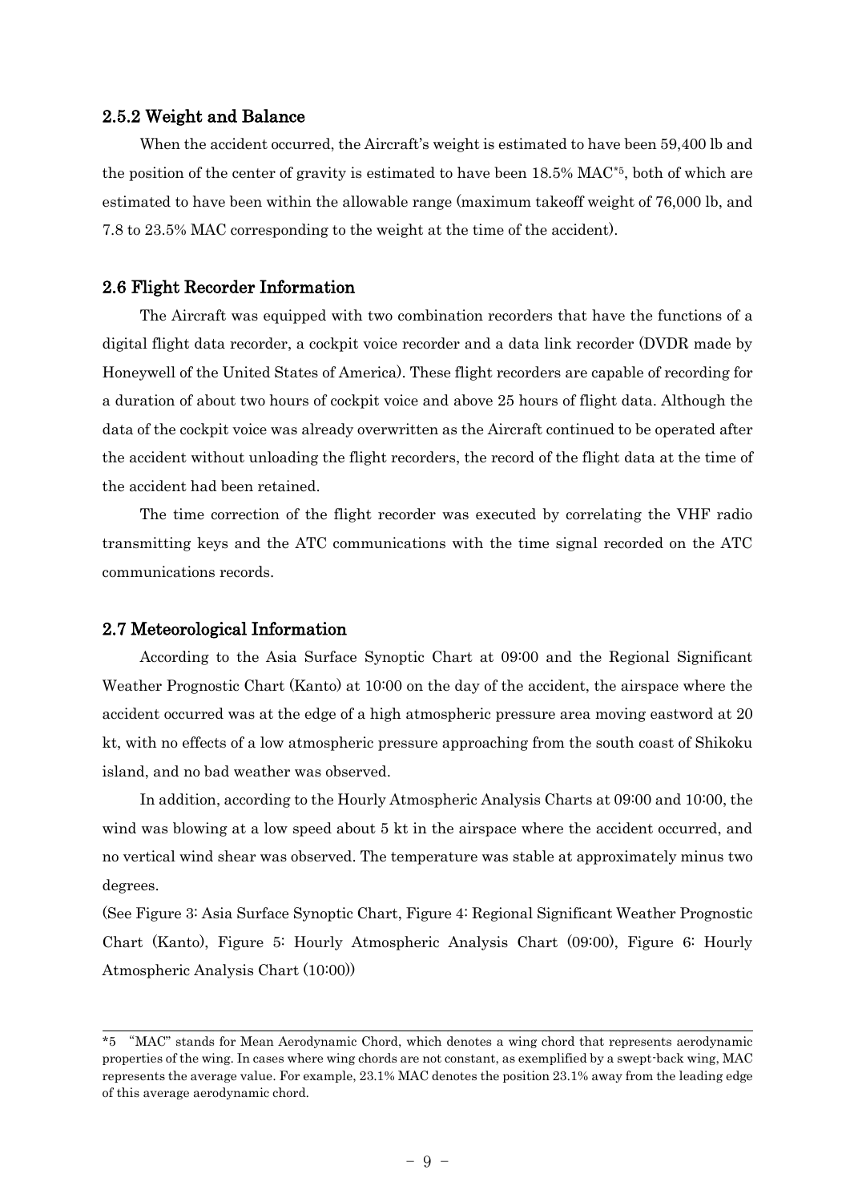### 2.5.2 Weight and Balance

When the accident occurred, the Aircraft's weight is estimated to have been 59,400 lb and the position of the center of gravity is estimated to have been 18.5% MAC*5, both of which are estimated to have been within the allowable range (maximum takeoff weight of 76,000 lb, and 7.8 to 23.5% MAC corresponding to the weight at the time of the accident).

## 2.6 Flight Recorder Information

The Aircraft was equipped with two combination recorders that have the functions of a digital flight data recorder, a cockpit voice recorder and a data link recorder (DVDR made by Honeywell of the United States of America). These flight recorders are capable of recording for a duration of about two hours of cockpit voice and above 25 hours of flight data. Although the data of the cockpit voice was already overwritten as the Aircraft continued to be operated after the accident without unloading the flight recorders, the record of the flight data at the time of the accident had been retained.

The time correction of the flight recorder was executed by correlating the VHF radio transmitting keys and the ATC communications with the time signal recorded on the ATC communications records.

## 2.7 Meteorological Information

According to the Asia Surface Synoptic Chart at 09:00 and the Regional Significant Weather Prognostic Chart (Kanto) at 10:00 on the day of the accident, the airspace where the accident occurred was at the edge of a high atmospheric pressure area moving eastword at 20 kt, with no effects of a low atmospheric pressure approaching from the south coast of Shikoku island, and no bad weather was observed.

In addition, according to the Hourly Atmospheric Analysis Charts at 09:00 and 10:00, the wind was blowing at a low speed about 5 kt in the airspace where the accident occurred, and no vertical wind shear was observed. The temperature was stable at approximately minus two degrees.

(See Figure 3: Asia Surface Synoptic Chart, Figure 4: Regional Significant Weather Prognostic Chart (Kanto), Figure 5: Hourly Atmospheric Analysis Chart (09:00), Figure 6: Hourly Atmospheric Analysis Chart (10:00))

---

*5 "MAC" stands for Mean Aerodynamic Chord, which denotes a wing chord that represents aerodynamic properties of the wing. In cases where wing chords are not constant, as exemplified by a swept-back wing, MAC represents the average value. For example, 23.1% MAC denotes the position 23.1% away from the leading edge of this average aerodynamic chord.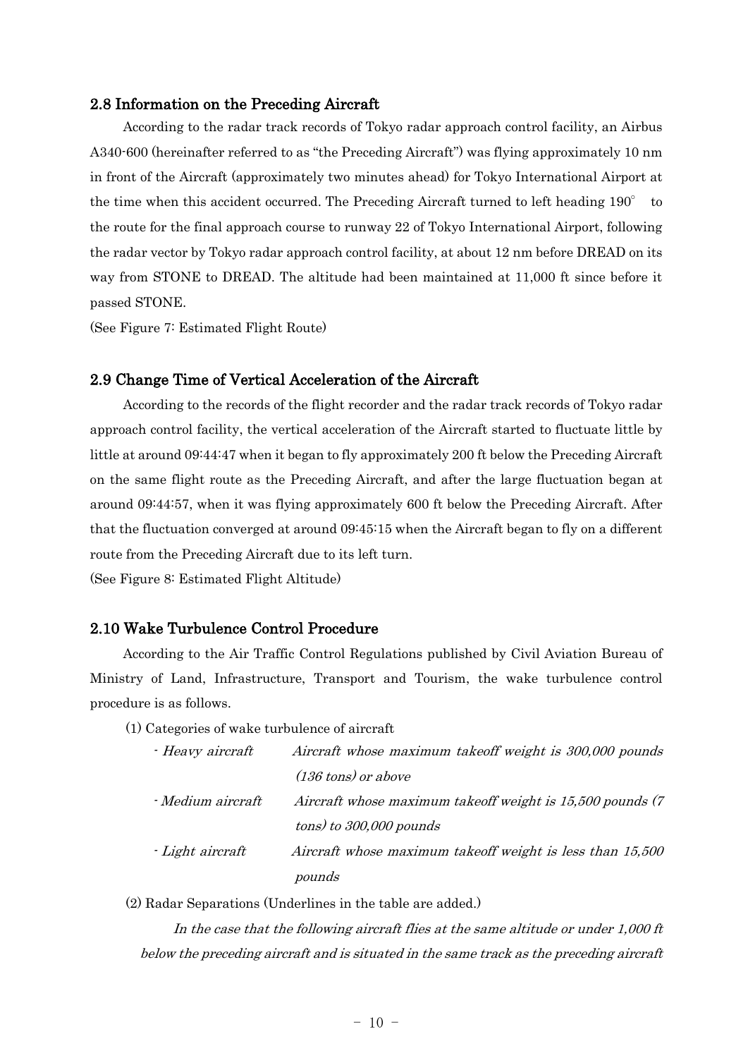## 2.8 Information on the Preceding Aircraft

According to the radar track records of Tokyo radar approach control facility, an Airbus A340-600 (hereinafter referred to as "the Preceding Aircraft") was flying approximately 10 nm in front of the Aircraft (approximately two minutes ahead) for Tokyo International Airport at the time when this accident occurred. The Preceding Aircraft turned to left heading 190° to the route for the final approach course to runway 22 of Tokyo International Airport, following the radar vector by Tokyo radar approach control facility, at about 12 nm before DREAD on its way from STONE to DREAD. The altitude had been maintained at 11,000 ft since before it passed STONE.

(See Figure 7: Estimated Flight Route)

## 2.9 Change Time of Vertical Acceleration of the Aircraft

According to the records of the flight recorder and the radar track records of Tokyo radar approach control facility, the vertical acceleration of the Aircraft started to fluctuate little by little at around 09:44:47 when it began to fly approximately 200 ft below the Preceding Aircraft on the same flight route as the Preceding Aircraft, and after the large fluctuation began at around 09:44:57, when it was flying approximately 600 ft below the Preceding Aircraft. After that the fluctuation converged at around 09:45:15 when the Aircraft began to fly on a different route from the Preceding Aircraft due to its left turn.

(See Figure 8: Estimated Flight Altitude)

## 2.10 Wake Turbulence Control Procedure

According to the Air Traffic Control Regulations published by Civil Aviation Bureau of Ministry of Land, Infrastructure, Transport and Tourism, the wake turbulence control procedure is as follows.

(1) Categories of wake turbulence of aircraft

| | |
|---|---|
| *- Heavy aircraft* | *Aircraft whose maximum takeoff weight is 300,000 pounds (136 tons) or above* |
| *- Medium aircraft* | *Aircraft whose maximum takeoff weight is 15,500 pounds (7 tons) to 300,000 pounds* |
| *- Light aircraft* | *Aircraft whose maximum takeoff weight is less than 15,500 pounds* |

(2) Radar Separations (Underlines in the table are added.)

*In the case that the following aircraft flies at the same altitude or under 1,000 ft below the preceding aircraft and is situated in the same track as the preceding aircraft*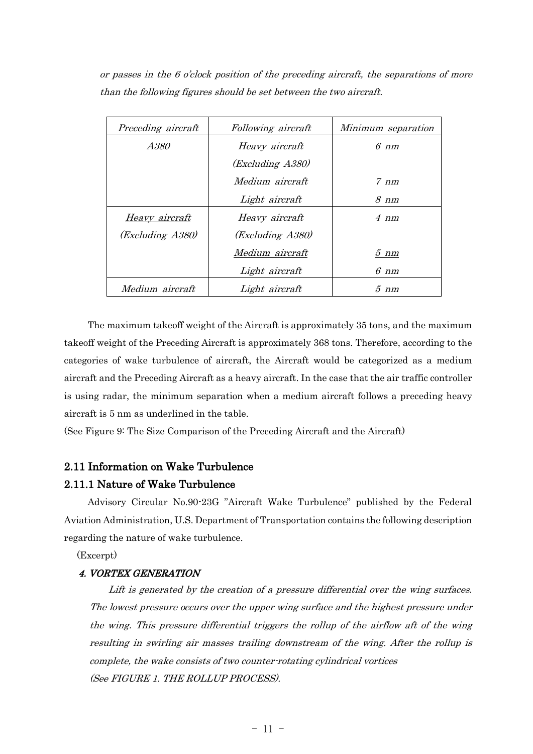*or passes in the 6 o'clock position of the preceding aircraft, the separations of more than the following figures should be set between the two aircraft.*

| *Preceding aircraft* | *Following aircraft* | *Minimum separation* |
|---|---|---|
| *A380* | *Heavy aircraft (Excluding A380)* | *6 nm* |
| | *Medium aircraft* | *7 nm* |
| | *Light aircraft* | *8 nm* |
| *Heavy aircraft (Excluding A380)* | *Heavy aircraft (Excluding A380)* | *4 nm* |
| | *Medium aircraft* | *5 nm* |
| | *Light aircraft* | *6 nm* |
| *Medium aircraft* | *Light aircraft* | *5 nm* |

The maximum takeoff weight of the Aircraft is approximately 35 tons, and the maximum takeoff weight of the Preceding Aircraft is approximately 368 tons. Therefore, according to the categories of wake turbulence of aircraft, the Aircraft would be categorized as a medium aircraft and the Preceding Aircraft as a heavy aircraft. In the case that the air traffic controller is using radar, the minimum separation when a medium aircraft follows a preceding heavy aircraft is 5 nm as underlined in the table.

(See Figure 9: The Size Comparison of the Preceding Aircraft and the Aircraft)

## 2.11 Information on Wake Turbulence

### 2.11.1 Nature of Wake Turbulence

Advisory Circular No.90-23G "Aircraft Wake Turbulence" published by the Federal Aviation Administration, U.S. Department of Transportation contains the following description regarding the nature of wake turbulence.

(Excerpt)

***4. VORTEX GENERATION***

*Lift is generated by the creation of a pressure differential over the wing surfaces. The lowest pressure occurs over the upper wing surface and the highest pressure under the wing. This pressure differential triggers the rollup of the airflow aft of the wing resulting in swirling air masses trailing downstream of the wing. After the rollup is complete, the wake consists of two counter-rotating cylindrical vortices (See FIGURE 1. THE ROLLUP PROCESS).*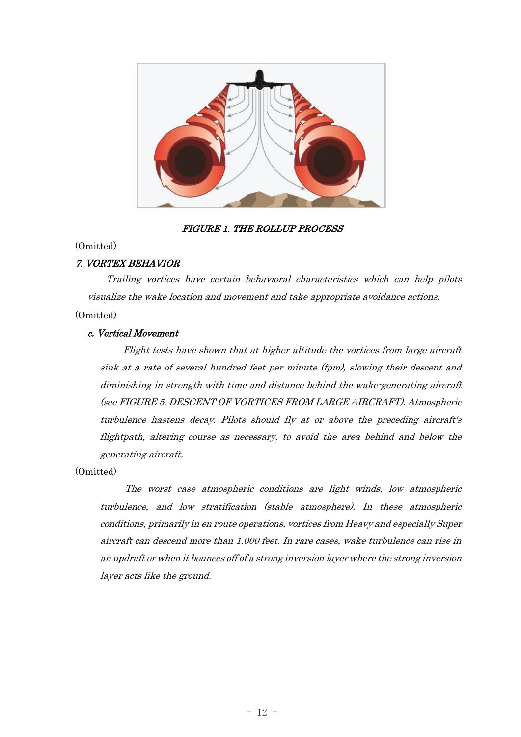*FIGURE 1. THE ROLLUP PROCESS*

(Omitted)

### *7. VORTEX BEHAVIOR*

*Trailing vortices have certain behavioral characteristics which can help pilots visualize the wake location and movement and take appropriate avoidance actions.*

(Omitted)

#### *c. Vertical Movement*

*Flight tests have shown that at higher altitude the vortices from large aircraft sink at a rate of several hundred feet per minute (fpm), slowing their descent and diminishing in strength with time and distance behind the wake-generating aircraft (see FIGURE 5. DESCENT OF VORTICES FROM LARGE AIRCRAFT). Atmospheric turbulence hastens decay. Pilots should fly at or above the preceding aircraft's flightpath, altering course as necessary, to avoid the area behind and below the generating aircraft.*

(Omitted)

*The worst case atmospheric conditions are light winds, low atmospheric turbulence, and low stratification (stable atmosphere). In these atmospheric conditions, primarily in en route operations, vortices from Heavy and especially Super aircraft can descend more than 1,000 feet. In rare cases, wake turbulence can rise in an updraft or when it bounces off of a strong inversion layer where the strong inversion layer acts like the ground.*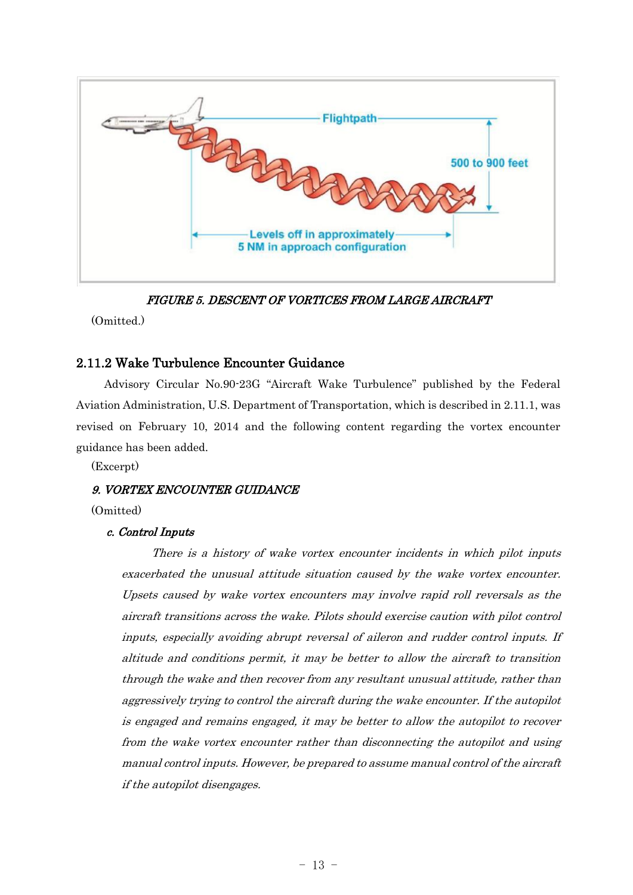*FIGURE 5. DESCENT OF VORTICES FROM LARGE AIRCRAFT*

(Omitted.)

### 2.11.2 Wake Turbulence Encounter Guidance

Advisory Circular No.90-23G "Aircraft Wake Turbulence" published by the Federal Aviation Administration, U.S. Department of Transportation, which is described in 2.11.1, was revised on February 10, 2014 and the following content regarding the vortex encounter guidance has been added.

(Excerpt)

***9. VORTEX ENCOUNTER GUIDANCE***

(Omitted)

***c. Control Inputs***

*There is a history of wake vortex encounter incidents in which pilot inputs exacerbated the unusual attitude situation caused by the wake vortex encounter. Upsets caused by wake vortex encounters may involve rapid roll reversals as the aircraft transitions across the wake. Pilots should exercise caution with pilot control inputs, especially avoiding abrupt reversal of aileron and rudder control inputs. If altitude and conditions permit, it may be better to allow the aircraft to transition through the wake and then recover from any resultant unusual attitude, rather than aggressively trying to control the aircraft during the wake encounter. If the autopilot is engaged and remains engaged, it may be better to allow the autopilot to recover from the wake vortex encounter rather than disconnecting the autopilot and using manual control inputs. However, be prepared to assume manual control of the aircraft if the autopilot disengages.*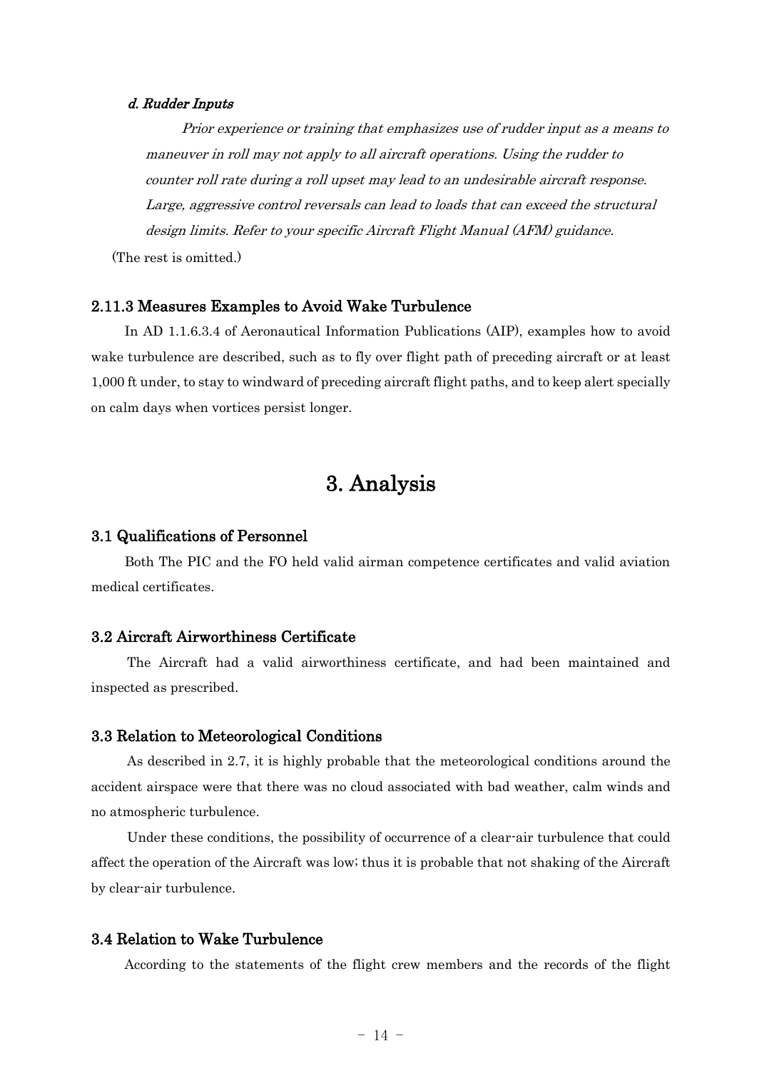#### *d. Rudder Inputs*

*Prior experience or training that emphasizes use of rudder input as a means to maneuver in roll may not apply to all aircraft operations. Using the rudder to counter roll rate during a roll upset may lead to an undesirable aircraft response. Large, aggressive control reversals can lead to loads that can exceed the structural design limits. Refer to your specific Aircraft Flight Manual (AFM) guidance.*

(The rest is omitted.)

### 2.11.3 Measures Examples to Avoid Wake Turbulence

In AD 1.1.6.3.4 of Aeronautical Information Publications (AIP), examples how to avoid wake turbulence are described, such as to fly over flight path of preceding aircraft or at least 1,000 ft under, to stay to windward of preceding aircraft flight paths, and to keep alert specially on calm days when vortices persist longer.

# 3. Analysis

### 3.1 Qualifications of Personnel

Both The PIC and the FO held valid airman competence certificates and valid aviation medical certificates.

### 3.2 Aircraft Airworthiness Certificate

The Aircraft had a valid airworthiness certificate, and had been maintained and inspected as prescribed.

### 3.3 Relation to Meteorological Conditions

As described in 2.7, it is highly probable that the meteorological conditions around the accident airspace were that there was no cloud associated with bad weather, calm winds and no atmospheric turbulence.

Under these conditions, the possibility of occurrence of a clear-air turbulence that could affect the operation of the Aircraft was low; thus it is probable that not shaking of the Aircraft by clear-air turbulence.

### 3.4 Relation to Wake Turbulence

According to the statements of the flight crew members and the records of the flight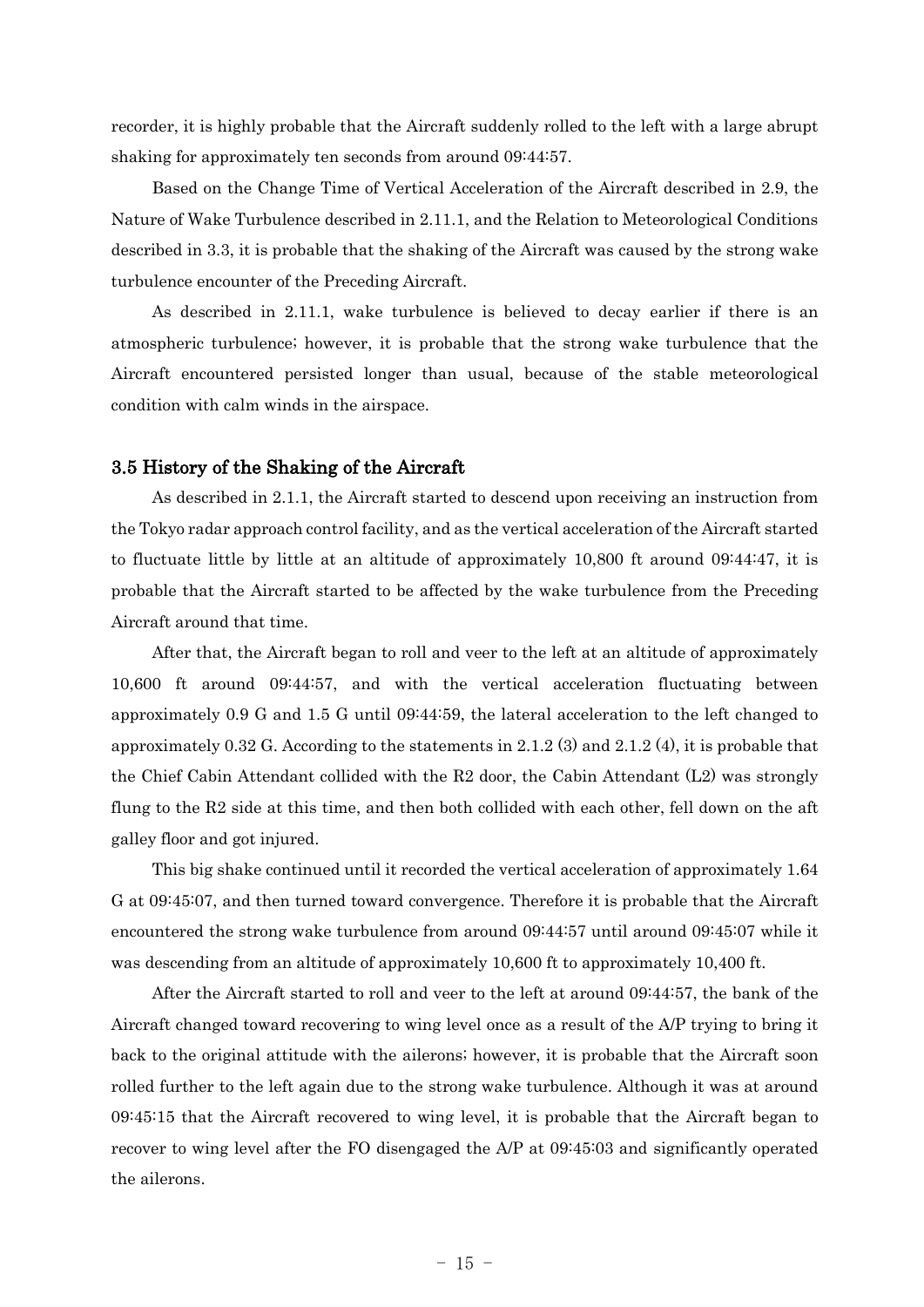recorder, it is highly probable that the Aircraft suddenly rolled to the left with a large abrupt shaking for approximately ten seconds from around 09:44:57.

Based on the Change Time of Vertical Acceleration of the Aircraft described in 2.9, the Nature of Wake Turbulence described in 2.11.1, and the Relation to Meteorological Conditions described in 3.3, it is probable that the shaking of the Aircraft was caused by the strong wake turbulence encounter of the Preceding Aircraft.

As described in 2.11.1, wake turbulence is believed to decay earlier if there is an atmospheric turbulence; however, it is probable that the strong wake turbulence that the Aircraft encountered persisted longer than usual, because of the stable meteorological condition with calm winds in the airspace.

### 3.5 History of the Shaking of the Aircraft

As described in 2.1.1, the Aircraft started to descend upon receiving an instruction from the Tokyo radar approach control facility, and as the vertical acceleration of the Aircraft started to fluctuate little by little at an altitude of approximately 10,800 ft around 09:44:47, it is probable that the Aircraft started to be affected by the wake turbulence from the Preceding Aircraft around that time.

After that, the Aircraft began to roll and veer to the left at an altitude of approximately 10,600 ft around 09:44:57, and with the vertical acceleration fluctuating between approximately 0.9 G and 1.5 G until 09:44:59, the lateral acceleration to the left changed to approximately 0.32 G. According to the statements in 2.1.2 (3) and 2.1.2 (4), it is probable that the Chief Cabin Attendant collided with the R2 door, the Cabin Attendant (L2) was strongly flung to the R2 side at this time, and then both collided with each other, fell down on the aft galley floor and got injured.

This big shake continued until it recorded the vertical acceleration of approximately 1.64 G at 09:45:07, and then turned toward convergence. Therefore it is probable that the Aircraft encountered the strong wake turbulence from around 09:44:57 until around 09:45:07 while it was descending from an altitude of approximately 10,600 ft to approximately 10,400 ft.

After the Aircraft started to roll and veer to the left at around 09:44:57, the bank of the Aircraft changed toward recovering to wing level once as a result of the A/P trying to bring it back to the original attitude with the ailerons; however, it is probable that the Aircraft soon rolled further to the left again due to the strong wake turbulence. Although it was at around 09:45:15 that the Aircraft recovered to wing level, it is probable that the Aircraft began to recover to wing level after the FO disengaged the A/P at 09:45:03 and significantly operated the ailerons.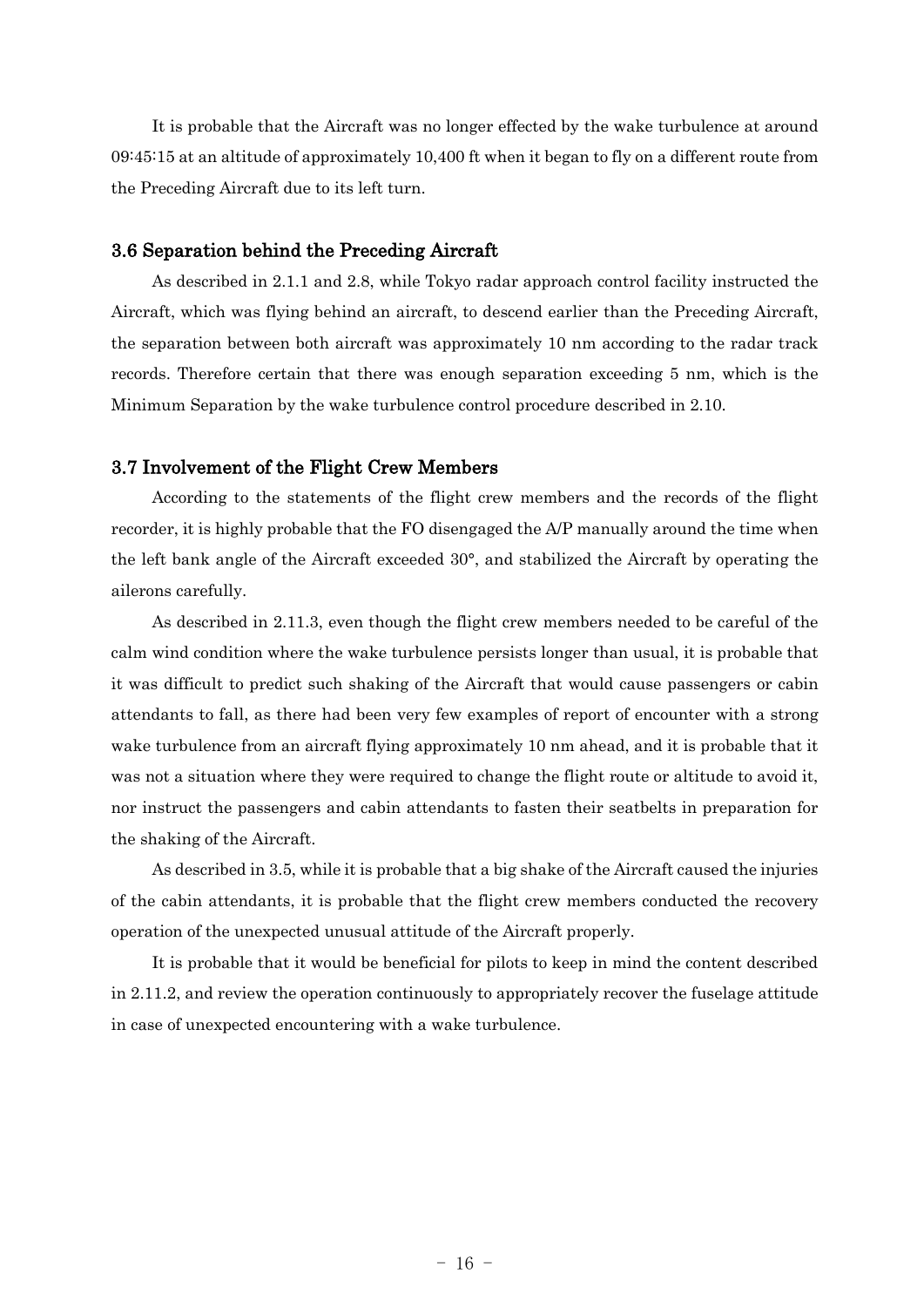It is probable that the Aircraft was no longer effected by the wake turbulence at around 09:45:15 at an altitude of approximately 10,400 ft when it began to fly on a different route from the Preceding Aircraft due to its left turn.

### 3.6 Separation behind the Preceding Aircraft

As described in 2.1.1 and 2.8, while Tokyo radar approach control facility instructed the Aircraft, which was flying behind an aircraft, to descend earlier than the Preceding Aircraft, the separation between both aircraft was approximately 10 nm according to the radar track records. Therefore certain that there was enough separation exceeding 5 nm, which is the Minimum Separation by the wake turbulence control procedure described in 2.10.

### 3.7 Involvement of the Flight Crew Members

According to the statements of the flight crew members and the records of the flight recorder, it is highly probable that the FO disengaged the A/P manually around the time when the left bank angle of the Aircraft exceeded 30°, and stabilized the Aircraft by operating the ailerons carefully.

As described in 2.11.3, even though the flight crew members needed to be careful of the calm wind condition where the wake turbulence persists longer than usual, it is probable that it was difficult to predict such shaking of the Aircraft that would cause passengers or cabin attendants to fall, as there had been very few examples of report of encounter with a strong wake turbulence from an aircraft flying approximately 10 nm ahead, and it is probable that it was not a situation where they were required to change the flight route or altitude to avoid it, nor instruct the passengers and cabin attendants to fasten their seatbelts in preparation for the shaking of the Aircraft.

As described in 3.5, while it is probable that a big shake of the Aircraft caused the injuries of the cabin attendants, it is probable that the flight crew members conducted the recovery operation of the unexpected unusual attitude of the Aircraft properly.

It is probable that it would be beneficial for pilots to keep in mind the content described in 2.11.2, and review the operation continuously to appropriately recover the fuselage attitude in case of unexpected encountering with a wake turbulence.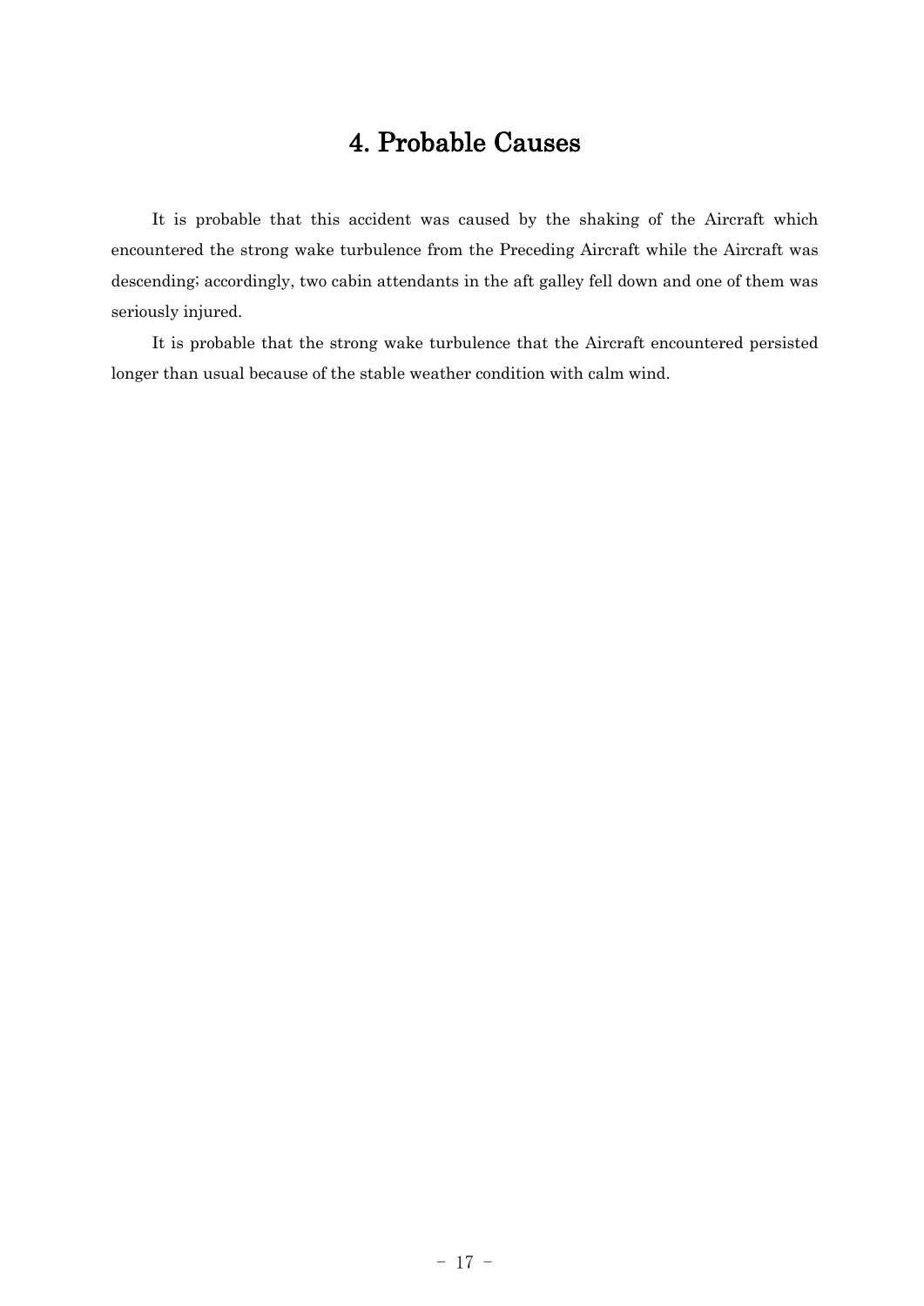# 4. Probable Causes

It is probable that this accident was caused by the shaking of the Aircraft which encountered the strong wake turbulence from the Preceding Aircraft while the Aircraft was descending; accordingly, two cabin attendants in the aft galley fell down and one of them was seriously injured.

It is probable that the strong wake turbulence that the Aircraft encountered persisted longer than usual because of the stable weather condition with calm wind.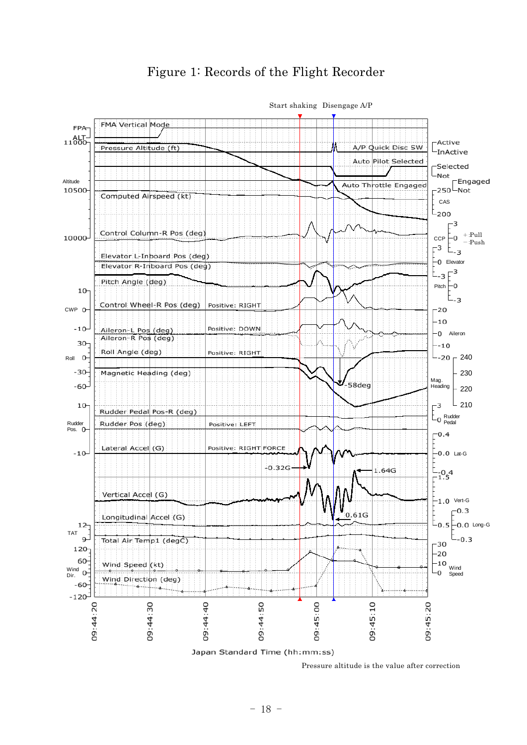# Figure 1: Records of the Flight Recorder

Start shaking   Disengage A/P

FMA Vertical Mode

Pressure Altitude (ft)

A/P Quick Disc SW

Auto Pilot Selected

Auto Throttle Engaged

Computed Airspeed (kt)

Control Column-R Pos (deg)

Elevator L-Inboard Pos (deg)

Elevator R-Inboard Pos (deg)

Pitch Angle (deg)

Control Wheel-R Pos (deg)   Positive: RIGHT

Aileron-L Pos (deg)   Positive: DOWN

Aileron-R Pos (deg)

Roll Angle (deg)   Positive: RIGHT

Magnetic Heading (deg)

-58deg

Rudder Pedal Pos-R (deg)

Rudder Pos (deg)   Positive: LEFT

Lateral Accel (G)   Positive: RIGHT FORCE

-0.32G

1.64G

Vertical Accel (G)

0.61G

Longitudinal Accel (G)

Total Air Temp1 (degC)

Wind Speed (kt)

Wind Direction (deg)

Japan Standard Time (hh:mm:ss)

Pressure altitude is the value after correction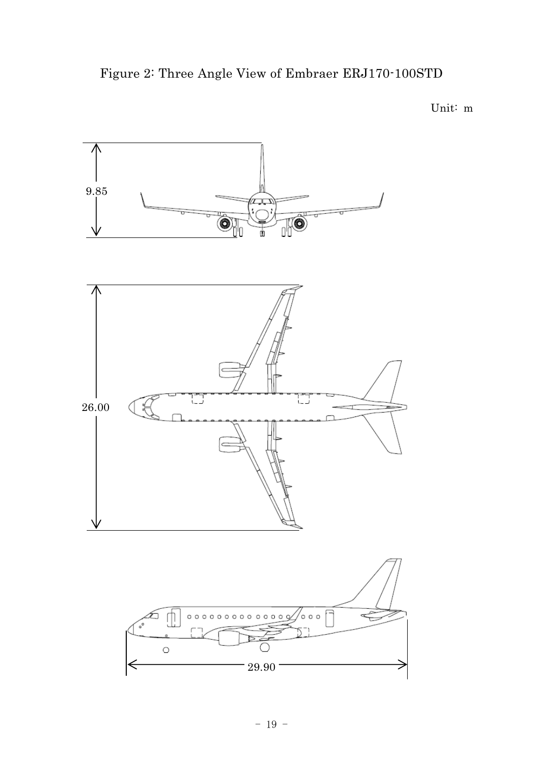Figure 2: Three Angle View of Embraer ERJ170-100STD

Unit: m

9.85

26.00

29.90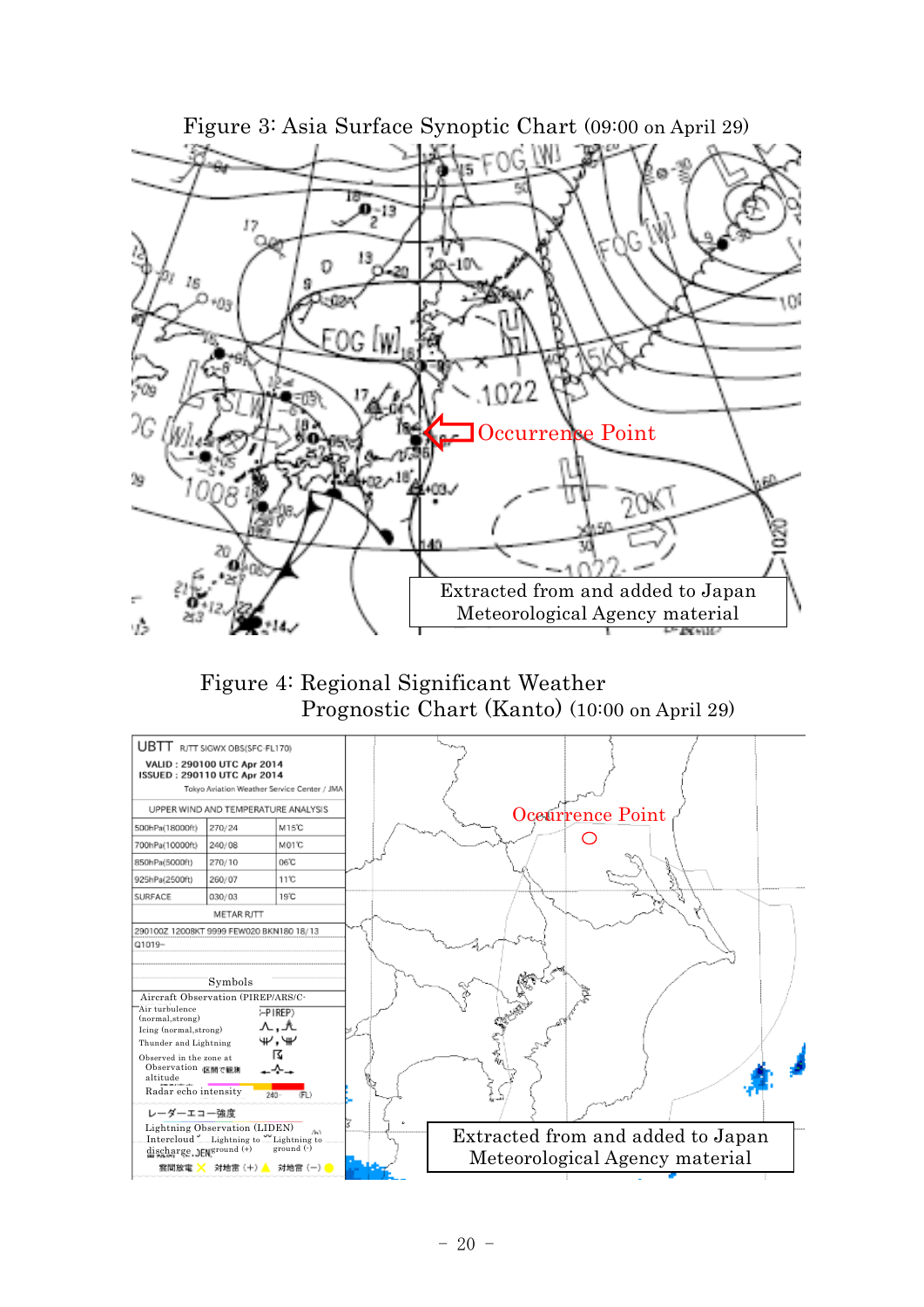Figure 3: Asia Surface Synoptic Chart (09:00 on April 29)

Occurrence Point

Extracted from and added to Japan Meteorological Agency material

Figure 4: Regional Significant Weather Prognostic Chart (Kanto) (10:00 on April 29)

UBTT RJTT SIGWX OBS(SFC-FL170)

VALID : 290100 UTC Apr 2014
ISSUED : 290110 UTC Apr 2014

Tokyo Aviation Weather Service Center / JMA

UPPER WIND AND TEMPERATURE ANALYSIS

| | | |
|---|---|---|
| 500hPa(18000ft) | 270/24 | M15℃ |
| 700hPa(10000ft) | 240/08 | M01℃ |
| 850hPa(5000ft) | 270/10 | 06℃ |
| 925hPa(2500ft) | 260/07 | 11℃ |
| SURFACE | 030/03 | 19℃ |

METAR RJTT

290100Z 12008KT 9999 FEW020 BKN180 18/13
Q1019-

Symbols

Aircraft Observation (PIREP/ARS/C-

Air turbulence (normal,strong)

Icing (normal,strong)

Thunder and Lightning

Observed in the zone at Observation altitude 区間で観測

Radar echo intensity

レーダーエコー強度

Lightning Observation (LIDEN)

Intercloud discharge 雲間放電

Lightning to ground (+) 対地雷 (+)

Lightning to ground (-) 対地雷 (−)

Occurrence Point

Extracted from and added to Japan Meteorological Agency material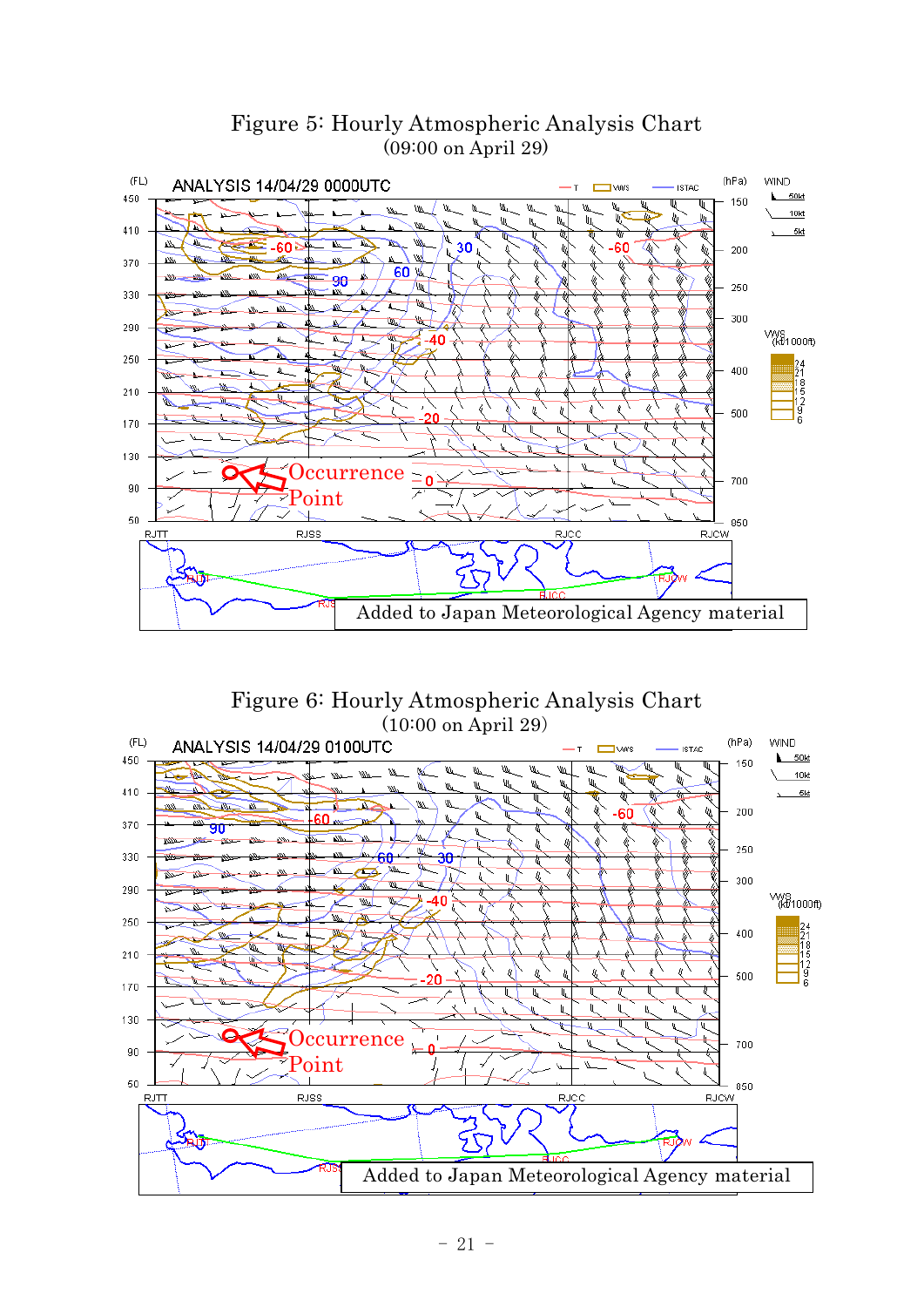Figure 5: Hourly Atmospheric Analysis Chart

(09:00 on April 29)

ANALYSIS 14/04/29 0000UTC

Occurrence Point

Added to Japan Meteorological Agency material

Figure 6: Hourly Atmospheric Analysis Chart

(10:00 on April 29)

ANALYSIS 14/04/29 0100UTC

Occurrence Point

Added to Japan Meteorological Agency material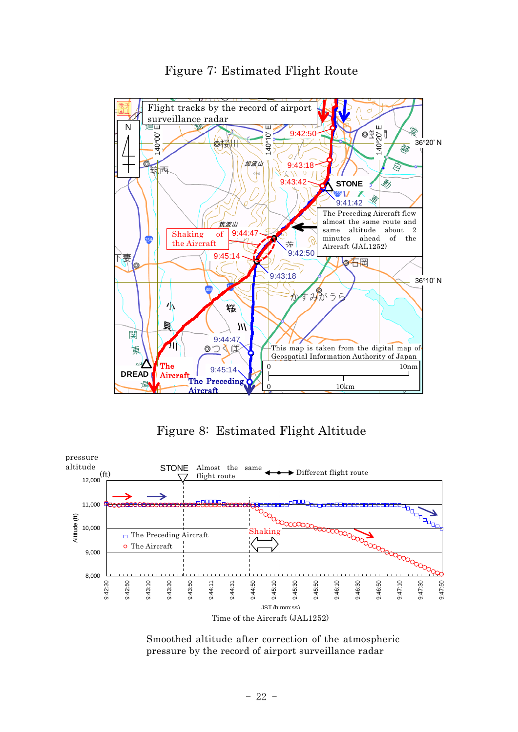# Figure 7: Estimated Flight Route

Flight tracks by the record of airport surveillance radar

The Preceding Aircraft flew almost the same route and same altitude about 2 minutes ahead of the Aircraft (JAL1252)

Shaking of the Aircraft

This map is taken from the digital map of Geospatial Information Authority of Japan

# Figure 8: Estimated Flight Altitude

Time of the Aircraft (JAL1252)

Smoothed altitude after correction of the atmospheric pressure by the record of airport surveillance radar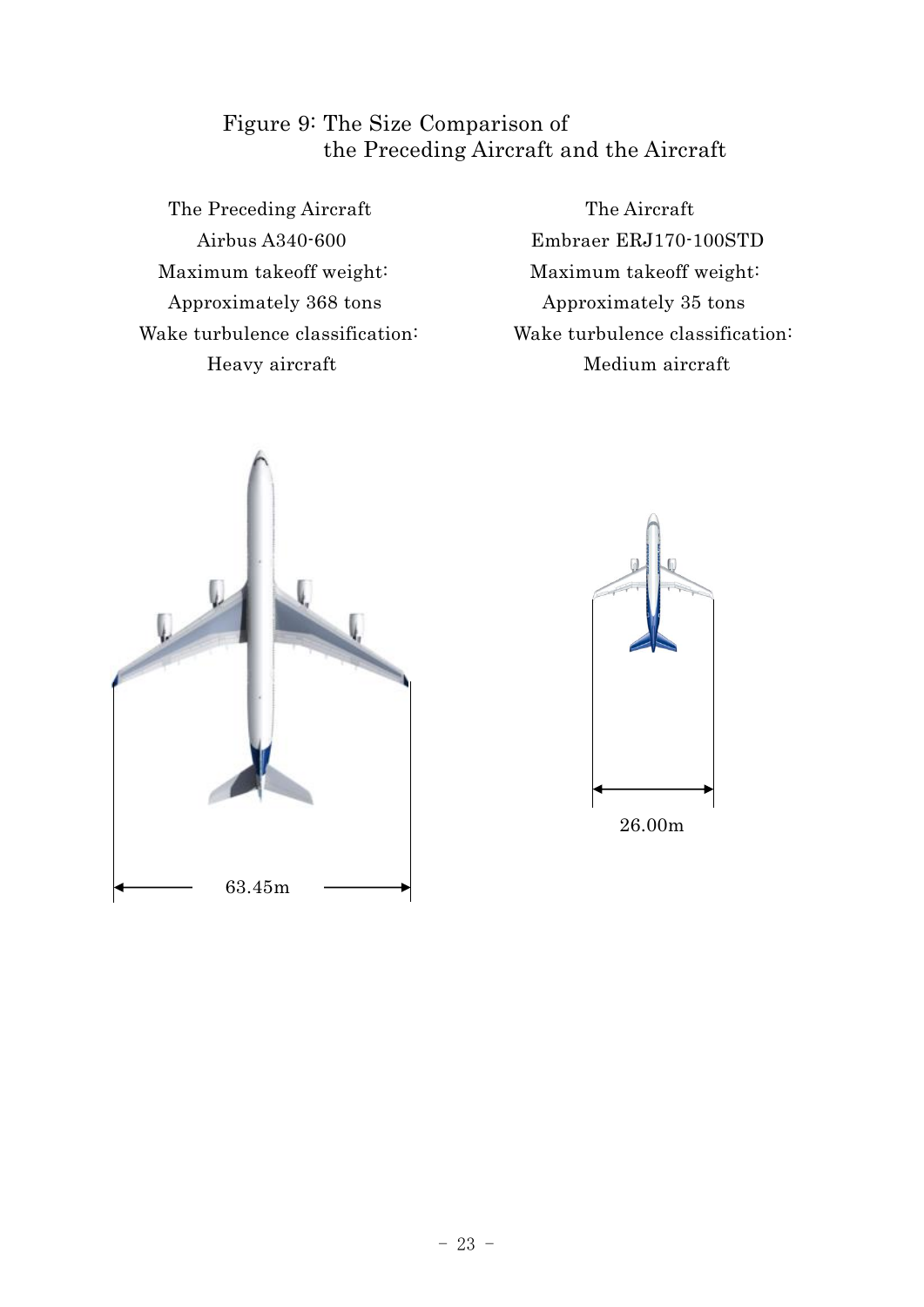Figure 9: The Size Comparison of the Preceding Aircraft and the Aircraft

The Preceding Aircraft
Airbus A340-600
Maximum takeoff weight:
Approximately 368 tons
Wake turbulence classification:
Heavy aircraft

The Aircraft
Embraer ERJ170-100STD
Maximum takeoff weight:
Approximately 35 tons
Wake turbulence classification:
Medium aircraft

63.45m

26.00m